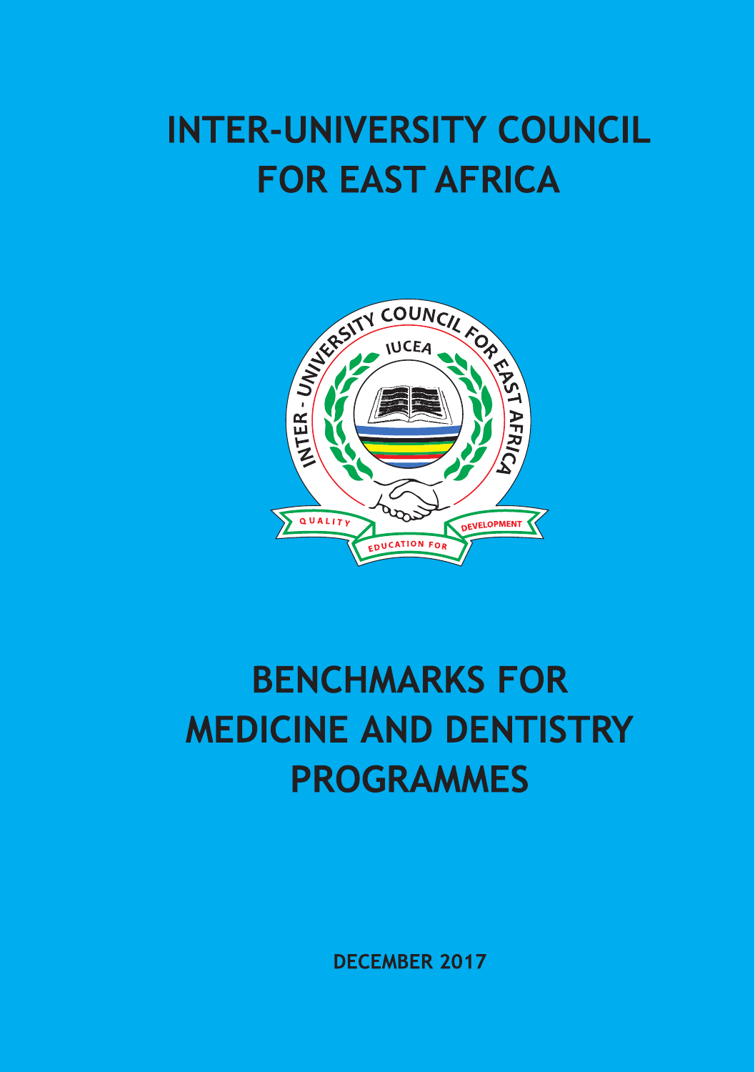# INTER-UNIVERSITY COUNCIL FOR EAST AFRICA

# BENCHMARKS FOR MEDICINE AND DENTISTRY PROGRAMMES

DECEMBER 2017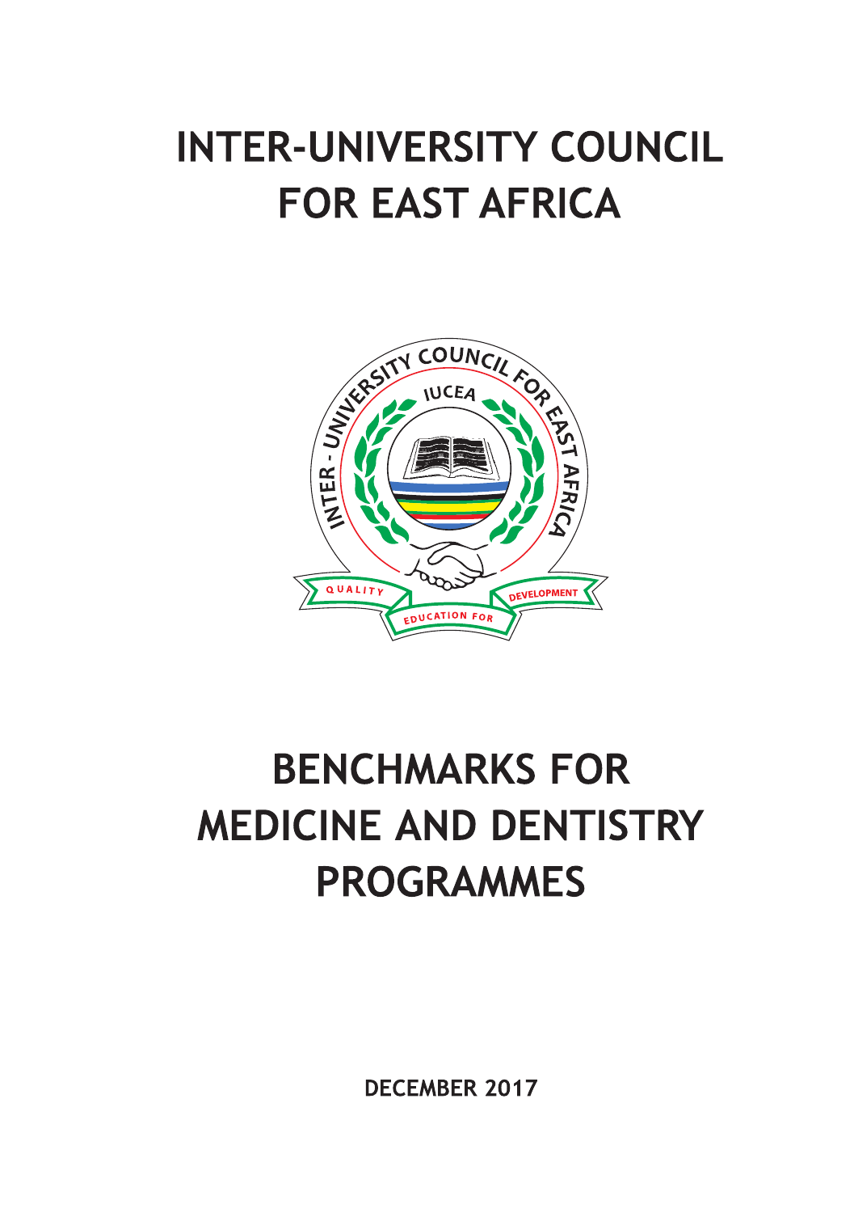# INTER-UNIVERSITY COUNCIL FOR EAST AFRICA

# BENCHMARKS FOR MEDICINE AND DENTISTRY PROGRAMMES

**DECEMBER 2017**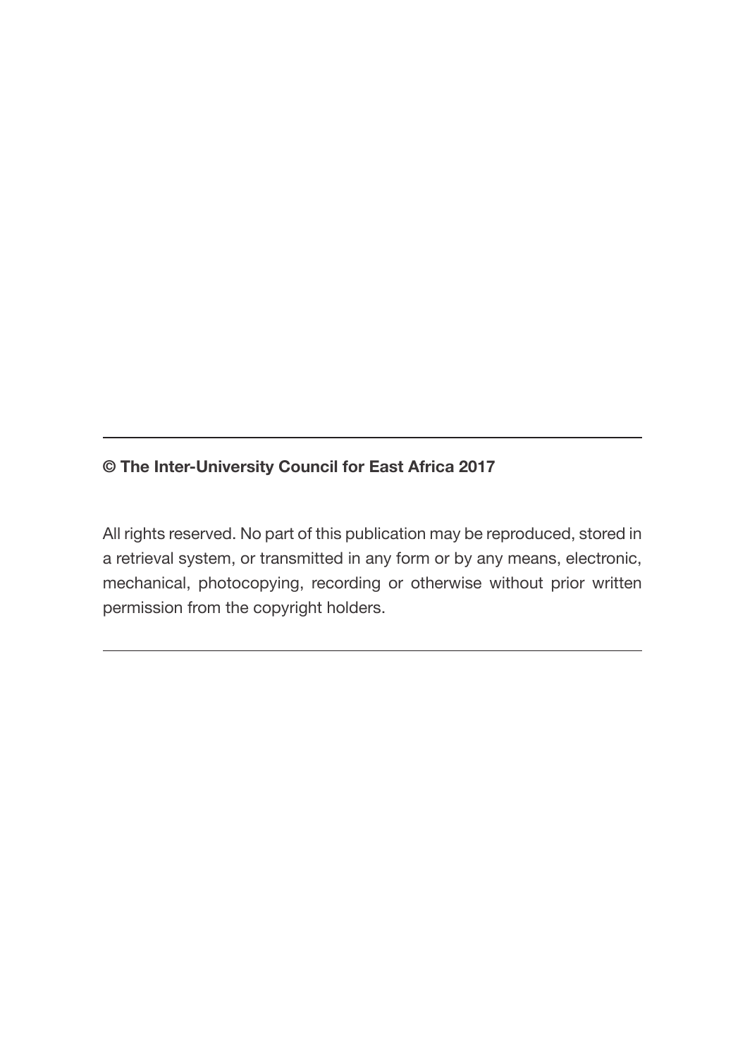**© The Inter-University Council for East Africa 2017**

All rights reserved. No part of this publication may be reproduced, stored in a retrieval system, or transmitted in any form or by any means, electronic, mechanical, photocopying, recording or otherwise without prior written permission from the copyright holders.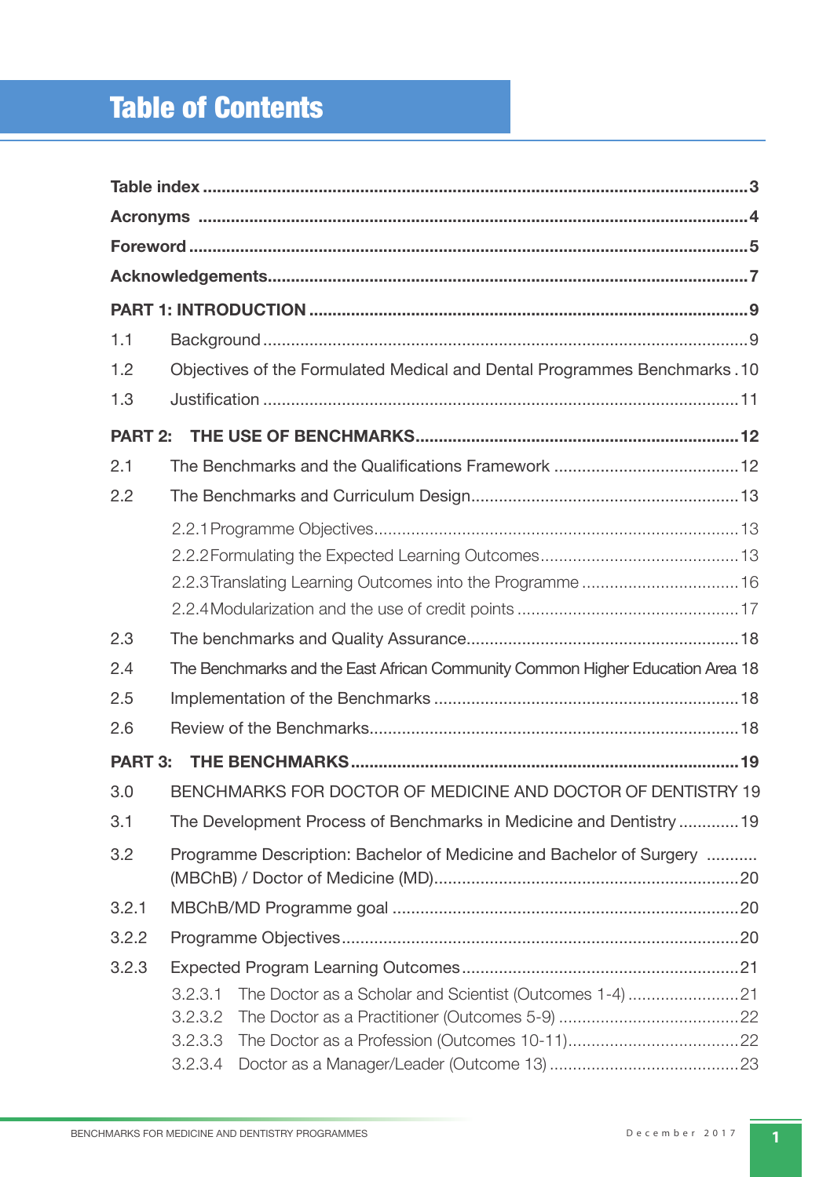# Table of Contents

**Table index** ..................................................3

**Acronyms** ..................................................4

**Foreword** ..................................................5

**Acknowledgements** ..................................................7

**PART 1: INTRODUCTION** ..................................................9

1.1 Background ..................................................9

1.2 Objectives of the Formulated Medical and Dental Programmes Benchmarks .10

1.3 Justification ..................................................11

**PART 2: THE USE OF BENCHMARKS** ..................................................12

2.1 The Benchmarks and the Qualifications Framework ..................................................12

2.2 The Benchmarks and Curriculum Design ..................................................13

- 2.2.1 Programme Objectives ..................................................13
- 2.2.2 Formulating the Expected Learning Outcomes ..................................................13
- 2.2.3 Translating Learning Outcomes into the Programme ..................................................16
- 2.2.4 Modularization and the use of credit points ..................................................17

2.3 The benchmarks and Quality Assurance ..................................................18

2.4 The Benchmarks and the East African Community Common Higher Education Area 18

2.5 Implementation of the Benchmarks ..................................................18

2.6 Review of the Benchmarks ..................................................18

**PART 3: THE BENCHMARKS** ..................................................19

3.0 BENCHMARKS FOR DOCTOR OF MEDICINE AND DOCTOR OF DENTISTRY 19

3.1 The Development Process of Benchmarks in Medicine and Dentistry ..................................................19

3.2 Programme Description: Bachelor of Medicine and Bachelor of Surgery ........... (MBChB) / Doctor of Medicine (MD) ..................................................20

3.2.1 MBChB/MD Programme goal ..................................................20

3.2.2 Programme Objectives ..................................................20

3.2.3 Expected Program Learning Outcomes ..................................................21

- 3.2.3.1 The Doctor as a Scholar and Scientist (Outcomes 1-4) ..................................................21
- 3.2.3.2 The Doctor as a Practitioner (Outcomes 5-9) ..................................................22
- 3.2.3.3 The Doctor as a Profession (Outcomes 10-11) ..................................................22
- 3.2.3.4 Doctor as a Manager/Leader (Outcome 13) ..................................................23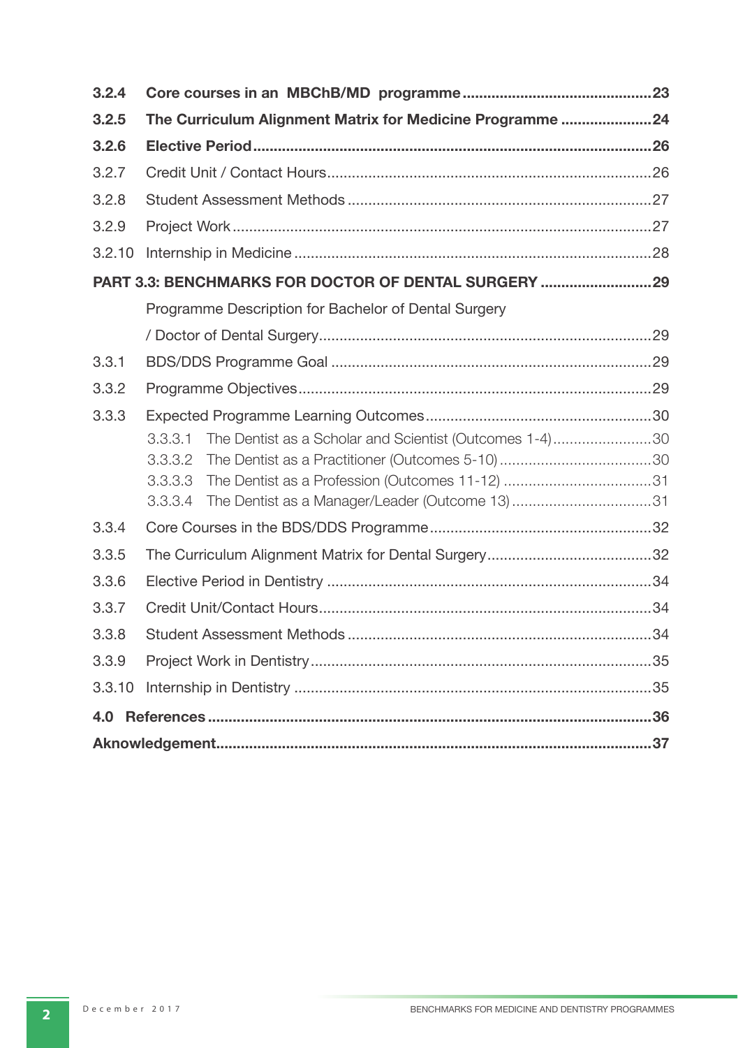**3.2.4 Core courses in an MBChB/MD programme .............................................23**

**3.2.5 The Curriculum Alignment Matrix for Medicine Programme ......................24**

**3.2.6 Elective Period ...............................................................................................26**

3.2.7 Credit Unit / Contact Hours..............................................................................26

3.2.8 Student Assessment Methods .........................................................................27

3.2.9 Project Work ....................................................................................................27

3.2.10 Internship in Medicine .....................................................................................28

**PART 3.3: BENCHMARKS FOR DOCTOR OF DENTAL SURGERY ...........................29**

Programme Description for Bachelor of Dental Surgery / Doctor of Dental Surgery................................................................................29

3.3.1 BDS/DDS Programme Goal ............................................................................29

3.3.2 Programme Objectives.....................................................................................29

3.3.3 Expected Programme Learning Outcomes......................................................30

- 3.3.3.1 The Dentist as a Scholar and Scientist (Outcomes 1-4)........................30
- 3.3.3.2 The Dentist as a Practitioner (Outcomes 5-10) ....................................30
- 3.3.3.3 The Dentist as a Profession (Outcomes 11-12) ...................................31
- 3.3.3.4 The Dentist as a Manager/Leader (Outcome 13) .................................31

3.3.4 Core Courses in the BDS/DDS Programme.....................................................32

3.3.5 The Curriculum Alignment Matrix for Dental Surgery........................................32

3.3.6 Elective Period in Dentistry .............................................................................34

3.3.7 Credit Unit/Contact Hours................................................................................34

3.3.8 Student Assessment Methods .........................................................................34

3.3.9 Project Work in Dentistry..................................................................................35

3.3.10 Internship in Dentistry .....................................................................................35

**4.0 References .........................................................................................................36**

**Aknowledgement........................................................................................................37**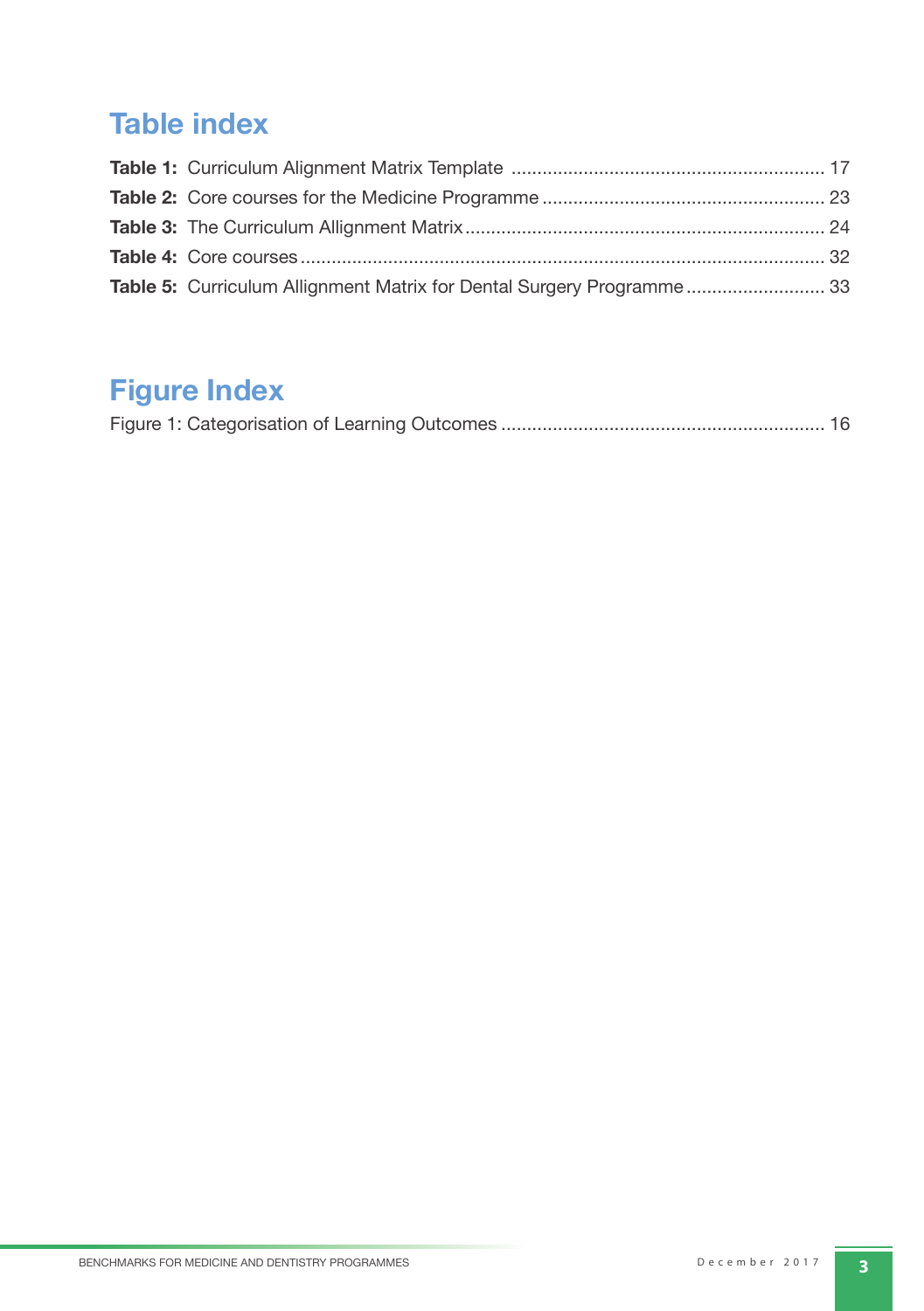# Table index

**Table 1:** Curriculum Alignment Matrix Template .......... 17
**Table 2:** Core courses for the Medicine Programme .......... 23
**Table 3:** The Curriculum Allignment Matrix .......... 24
**Table 4:** Core courses .......... 32
**Table 5:** Curriculum Allignment Matrix for Dental Surgery Programme .......... 33

# Figure Index

Figure 1: Categorisation of Learning Outcomes .......... 16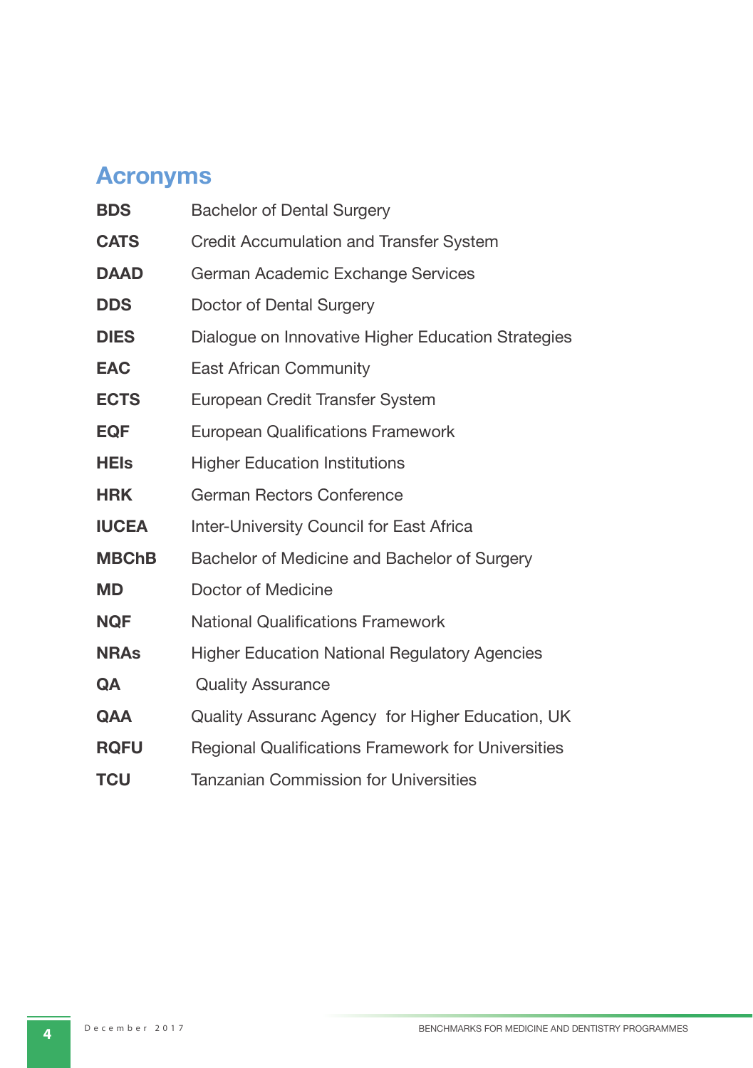## Acronyms

| | |
|---|---|
| **BDS** | Bachelor of Dental Surgery |
| **CATS** | Credit Accumulation and Transfer System |
| **DAAD** | German Academic Exchange Services |
| **DDS** | Doctor of Dental Surgery |
| **DIES** | Dialogue on Innovative Higher Education Strategies |
| **EAC** | East African Community |
| **ECTS** | European Credit Transfer System |
| **EQF** | European Qualifications Framework |
| **HEIs** | Higher Education Institutions |
| **HRK** | German Rectors Conference |
| **IUCEA** | Inter-University Council for East Africa |
| **MBChB** | Bachelor of Medicine and Bachelor of Surgery |
| **MD** | Doctor of Medicine |
| **NQF** | National Qualifications Framework |
| **NRAs** | Higher Education National Regulatory Agencies |
| **QA** | Quality Assurance |
| **QAA** | Quality Assuranc Agency for Higher Education, UK |
| **RQFU** | Regional Qualifications Framework for Universities |
| **TCU** | Tanzanian Commission for Universities |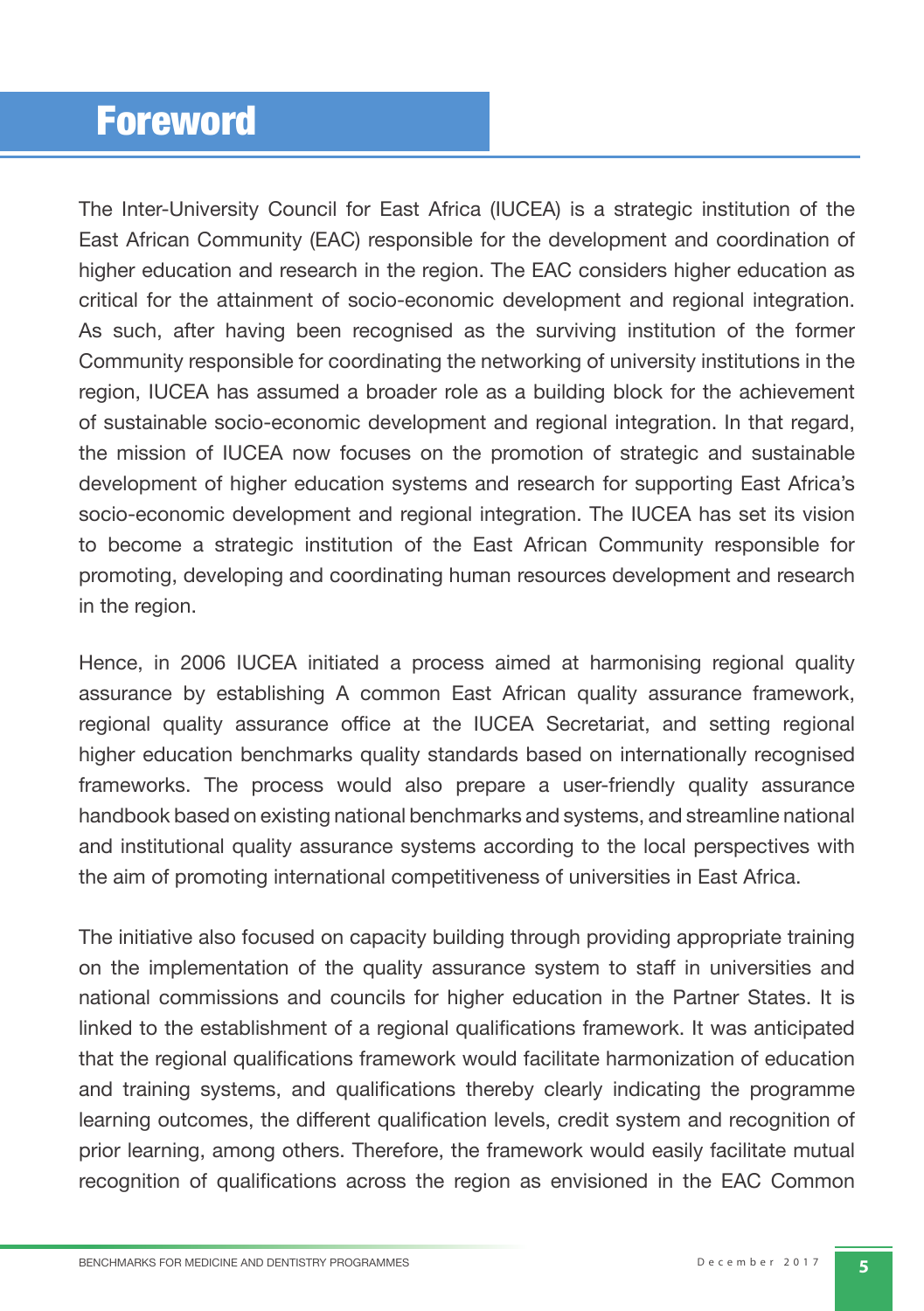# Foreword

The Inter-University Council for East Africa (IUCEA) is a strategic institution of the East African Community (EAC) responsible for the development and coordination of higher education and research in the region. The EAC considers higher education as critical for the attainment of socio-economic development and regional integration. As such, after having been recognised as the surviving institution of the former Community responsible for coordinating the networking of university institutions in the region, IUCEA has assumed a broader role as a building block for the achievement of sustainable socio-economic development and regional integration. In that regard, the mission of IUCEA now focuses on the promotion of strategic and sustainable development of higher education systems and research for supporting East Africa's socio-economic development and regional integration. The IUCEA has set its vision to become a strategic institution of the East African Community responsible for promoting, developing and coordinating human resources development and research in the region.

Hence, in 2006 IUCEA initiated a process aimed at harmonising regional quality assurance by establishing A common East African quality assurance framework, regional quality assurance office at the IUCEA Secretariat, and setting regional higher education benchmarks quality standards based on internationally recognised frameworks. The process would also prepare a user-friendly quality assurance handbook based on existing national benchmarks and systems, and streamline national and institutional quality assurance systems according to the local perspectives with the aim of promoting international competitiveness of universities in East Africa.

The initiative also focused on capacity building through providing appropriate training on the implementation of the quality assurance system to staff in universities and national commissions and councils for higher education in the Partner States. It is linked to the establishment of a regional qualifications framework. It was anticipated that the regional qualifications framework would facilitate harmonization of education and training systems, and qualifications thereby clearly indicating the programme learning outcomes, the different qualification levels, credit system and recognition of prior learning, among others. Therefore, the framework would easily facilitate mutual recognition of qualifications across the region as envisioned in the EAC Common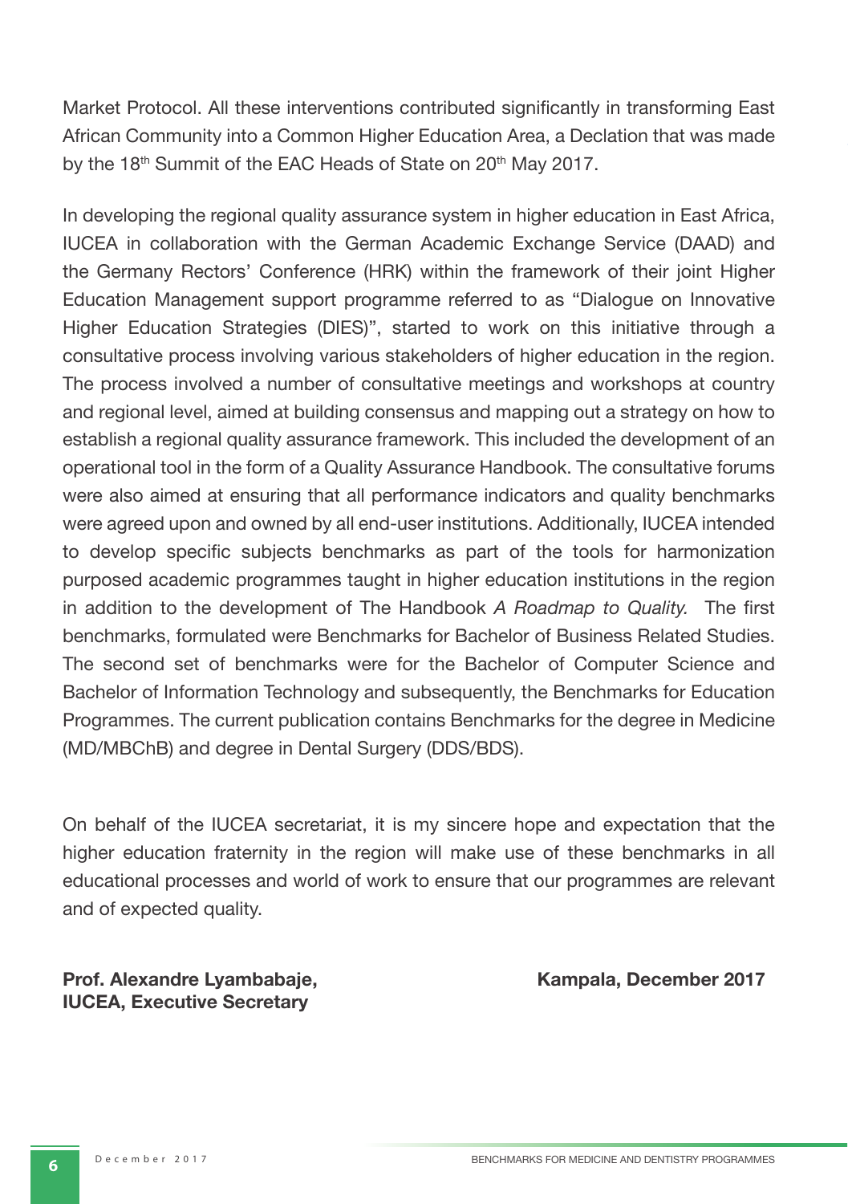Market Protocol. All these interventions contributed significantly in transforming East African Community into a Common Higher Education Area, a Declation that was made by the 18th Summit of the EAC Heads of State on 20th May 2017.

In developing the regional quality assurance system in higher education in East Africa, IUCEA in collaboration with the German Academic Exchange Service (DAAD) and the Germany Rectors' Conference (HRK) within the framework of their joint Higher Education Management support programme referred to as "Dialogue on Innovative Higher Education Strategies (DIES)", started to work on this initiative through a consultative process involving various stakeholders of higher education in the region. The process involved a number of consultative meetings and workshops at country and regional level, aimed at building consensus and mapping out a strategy on how to establish a regional quality assurance framework. This included the development of an operational tool in the form of a Quality Assurance Handbook. The consultative forums were also aimed at ensuring that all performance indicators and quality benchmarks were agreed upon and owned by all end-user institutions. Additionally, IUCEA intended to develop specific subjects benchmarks as part of the tools for harmonization purposed academic programmes taught in higher education institutions in the region in addition to the development of The Handbook *A Roadmap to Quality.* The first benchmarks, formulated were Benchmarks for Bachelor of Business Related Studies. The second set of benchmarks were for the Bachelor of Computer Science and Bachelor of Information Technology and subsequently, the Benchmarks for Education Programmes. The current publication contains Benchmarks for the degree in Medicine (MD/MBChB) and degree in Dental Surgery (DDS/BDS).

On behalf of the IUCEA secretariat, it is my sincere hope and expectation that the higher education fraternity in the region will make use of these benchmarks in all educational processes and world of work to ensure that our programmes are relevant and of expected quality.

**Prof. Alexandre Lyambabaje,**
**IUCEA, Executive Secretary**

**Kampala, December 2017**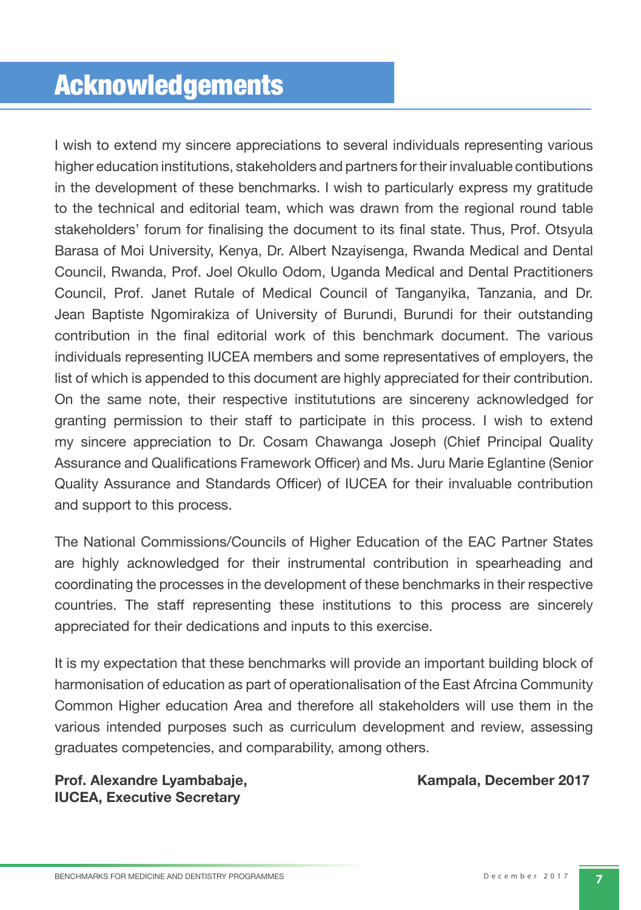# Acknowledgements

I wish to extend my sincere appreciations to several individuals representing various higher education institutions, stakeholders and partners for their invaluable contibutions in the development of these benchmarks. I wish to particularly express my gratitude to the technical and editorial team, which was drawn from the regional round table stakeholders' forum for finalising the document to its final state. Thus, Prof. Otsyula Barasa of Moi University, Kenya, Dr. Albert Nzayisenga, Rwanda Medical and Dental Council, Rwanda, Prof. Joel Okullo Odom, Uganda Medical and Dental Practitioners Council, Prof. Janet Rutale of Medical Council of Tanganyika, Tanzania, and Dr. Jean Baptiste Ngomirakiza of University of Burundi, Burundi for their outstanding contribution in the final editorial work of this benchmark document. The various individuals representing IUCEA members and some representatives of employers, the list of which is appended to this document are highly appreciated for their contribution. On the same note, their respective institututions are sincereny acknowledged for granting permission to their staff to participate in this process. I wish to extend my sincere appreciation to Dr. Cosam Chawanga Joseph (Chief Principal Quality Assurance and Qualifications Framework Officer) and Ms. Juru Marie Eglantine (Senior Quality Assurance and Standards Officer) of IUCEA for their invaluable contribution and support to this process.

The National Commissions/Councils of Higher Education of the EAC Partner States are highly acknowledged for their instrumental contribution in spearheading and coordinating the processes in the development of these benchmarks in their respective countries. The staff representing these institutions to this process are sincerely appreciated for their dedications and inputs to this exercise.

It is my expectation that these benchmarks will provide an important building block of harmonisation of education as part of operationalisation of the East Afrcina Community Common Higher education Area and therefore all stakeholders will use them in the various intended purposes such as curriculum development and review, assessing graduates competencies, and comparability, among others.

**Prof. Alexandre Lyambabaje,**
**IUCEA, Executive Secretary**

**Kampala, December 2017**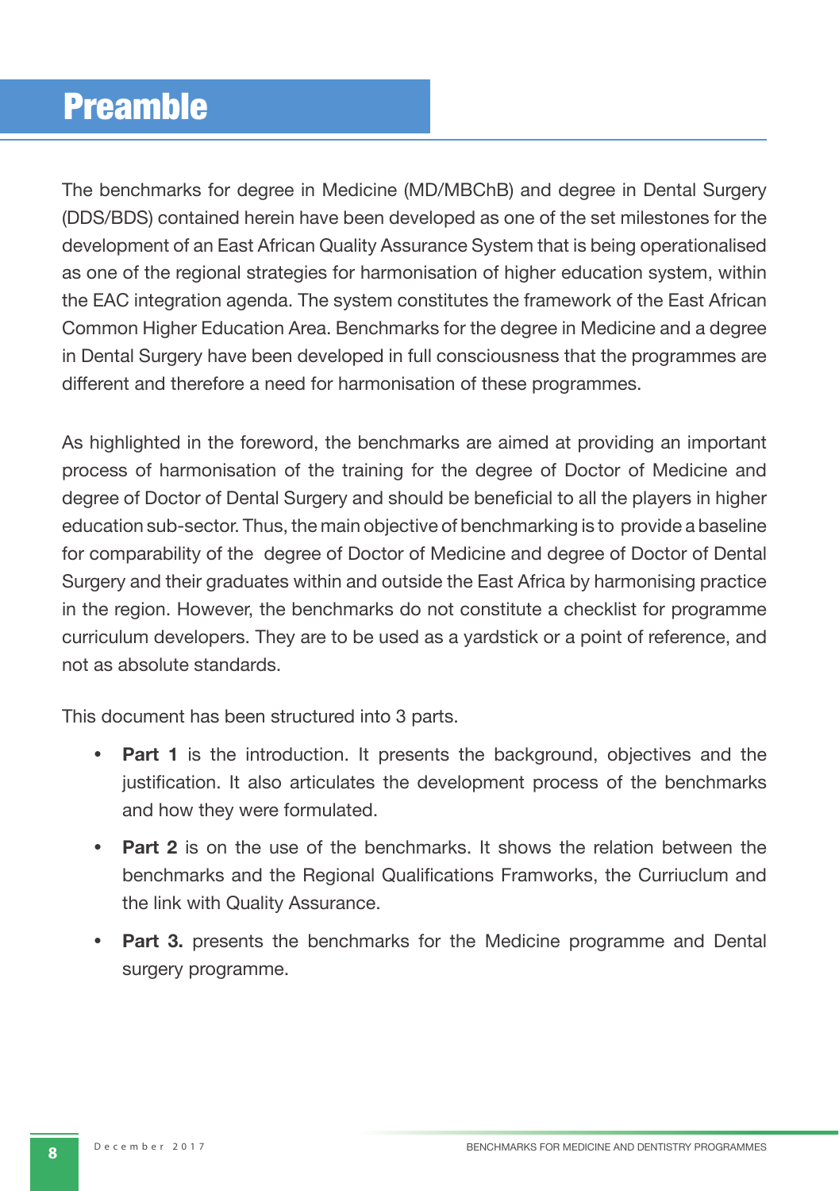# Preamble

The benchmarks for degree in Medicine (MD/MBChB) and degree in Dental Surgery (DDS/BDS) contained herein have been developed as one of the set milestones for the development of an East African Quality Assurance System that is being operationalised as one of the regional strategies for harmonisation of higher education system, within the EAC integration agenda. The system constitutes the framework of the East African Common Higher Education Area. Benchmarks for the degree in Medicine and a degree in Dental Surgery have been developed in full consciousness that the programmes are different and therefore a need for harmonisation of these programmes.

As highlighted in the foreword, the benchmarks are aimed at providing an important process of harmonisation of the training for the degree of Doctor of Medicine and degree of Doctor of Dental Surgery and should be beneficial to all the players in higher education sub-sector. Thus, the main objective of benchmarking is to provide a baseline for comparability of the degree of Doctor of Medicine and degree of Doctor of Dental Surgery and their graduates within and outside the East Africa by harmonising practice in the region. However, the benchmarks do not constitute a checklist for programme curriculum developers. They are to be used as a yardstick or a point of reference, and not as absolute standards.

This document has been structured into 3 parts.

- **Part 1** is the introduction. It presents the background, objectives and the justification. It also articulates the development process of the benchmarks and how they were formulated.
- **Part 2** is on the use of the benchmarks. It shows the relation between the benchmarks and the Regional Qualifications Framworks, the Curriuclum and the link with Quality Assurance.
- **Part 3.** presents the benchmarks for the Medicine programme and Dental surgery programme.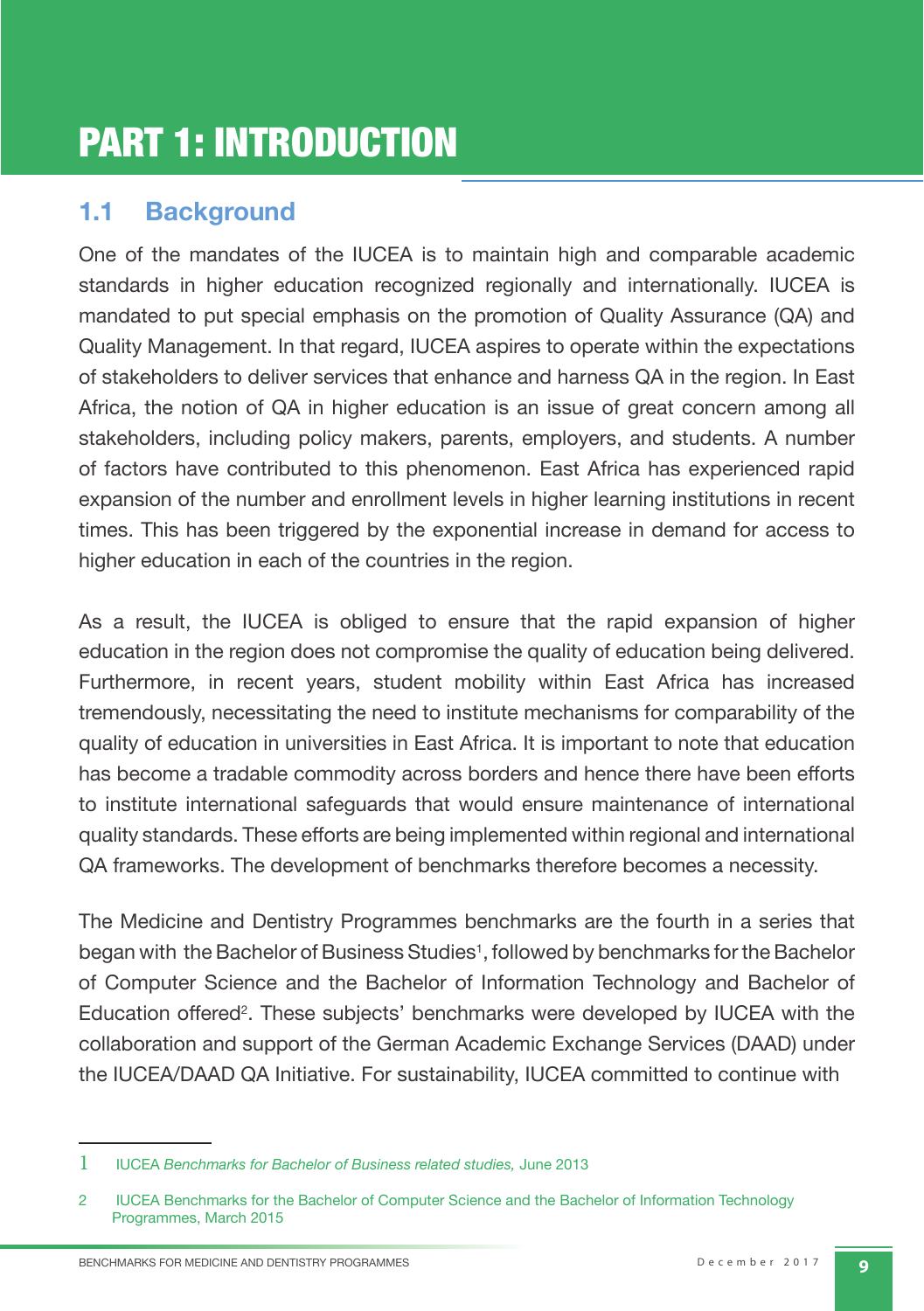# PART 1: INTRODUCTION

## 1.1 Background

One of the mandates of the IUCEA is to maintain high and comparable academic standards in higher education recognized regionally and internationally. IUCEA is mandated to put special emphasis on the promotion of Quality Assurance (QA) and Quality Management. In that regard, IUCEA aspires to operate within the expectations of stakeholders to deliver services that enhance and harness QA in the region. In East Africa, the notion of QA in higher education is an issue of great concern among all stakeholders, including policy makers, parents, employers, and students. A number of factors have contributed to this phenomenon. East Africa has experienced rapid expansion of the number and enrollment levels in higher learning institutions in recent times. This has been triggered by the exponential increase in demand for access to higher education in each of the countries in the region.

As a result, the IUCEA is obliged to ensure that the rapid expansion of higher education in the region does not compromise the quality of education being delivered. Furthermore, in recent years, student mobility within East Africa has increased tremendously, necessitating the need to institute mechanisms for comparability of the quality of education in universities in East Africa. It is important to note that education has become a tradable commodity across borders and hence there have been efforts to institute international safeguards that would ensure maintenance of international quality standards. These efforts are being implemented within regional and international QA frameworks. The development of benchmarks therefore becomes a necessity.

The Medicine and Dentistry Programmes benchmarks are the fourth in a series that began with the Bachelor of Business Studies[1], followed by benchmarks for the Bachelor of Computer Science and the Bachelor of Information Technology and Bachelor of Education offered[2]. These subjects' benchmarks were developed by IUCEA with the collaboration and support of the German Academic Exchange Services (DAAD) under the IUCEA/DAAD QA Initiative. For sustainability, IUCEA committed to continue with

---

1 IUCEA *Benchmarks for Bachelor of Business related studies,* June 2013

2 IUCEA Benchmarks for the Bachelor of Computer Science and the Bachelor of Information Technology Programmes, March 2015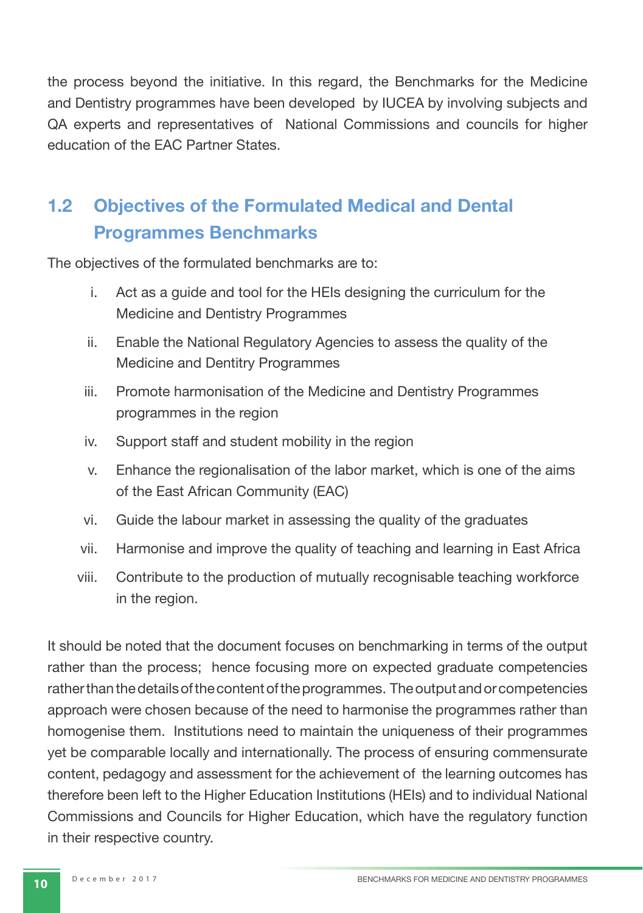the process beyond the initiative. In this regard, the Benchmarks for the Medicine and Dentistry programmes have been developed by IUCEA by involving subjects and QA experts and representatives of National Commissions and councils for higher education of the EAC Partner States.

## 1.2 Objectives of the Formulated Medical and Dental Programmes Benchmarks

The objectives of the formulated benchmarks are to:

i. Act as a guide and tool for the HEIs designing the curriculum for the Medicine and Dentistry Programmes
ii. Enable the National Regulatory Agencies to assess the quality of the Medicine and Dentitry Programmes
iii. Promote harmonisation of the Medicine and Dentistry Programmes programmes in the region
iv. Support staff and student mobility in the region
v. Enhance the regionalisation of the labor market, which is one of the aims of the East African Community (EAC)
vi. Guide the labour market in assessing the quality of the graduates
vii. Harmonise and improve the quality of teaching and learning in East Africa
viii. Contribute to the production of mutually recognisable teaching workforce in the region.

It should be noted that the document focuses on benchmarking in terms of the output rather than the process; hence focusing more on expected graduate competencies rather than the details of the content of the programmes. The output and or competencies approach were chosen because of the need to harmonise the programmes rather than homogenise them. Institutions need to maintain the uniqueness of their programmes yet be comparable locally and internationally. The process of ensuring commensurate content, pedagogy and assessment for the achievement of the learning outcomes has therefore been left to the Higher Education Institutions (HEIs) and to individual National Commissions and Councils for Higher Education, which have the regulatory function in their respective country.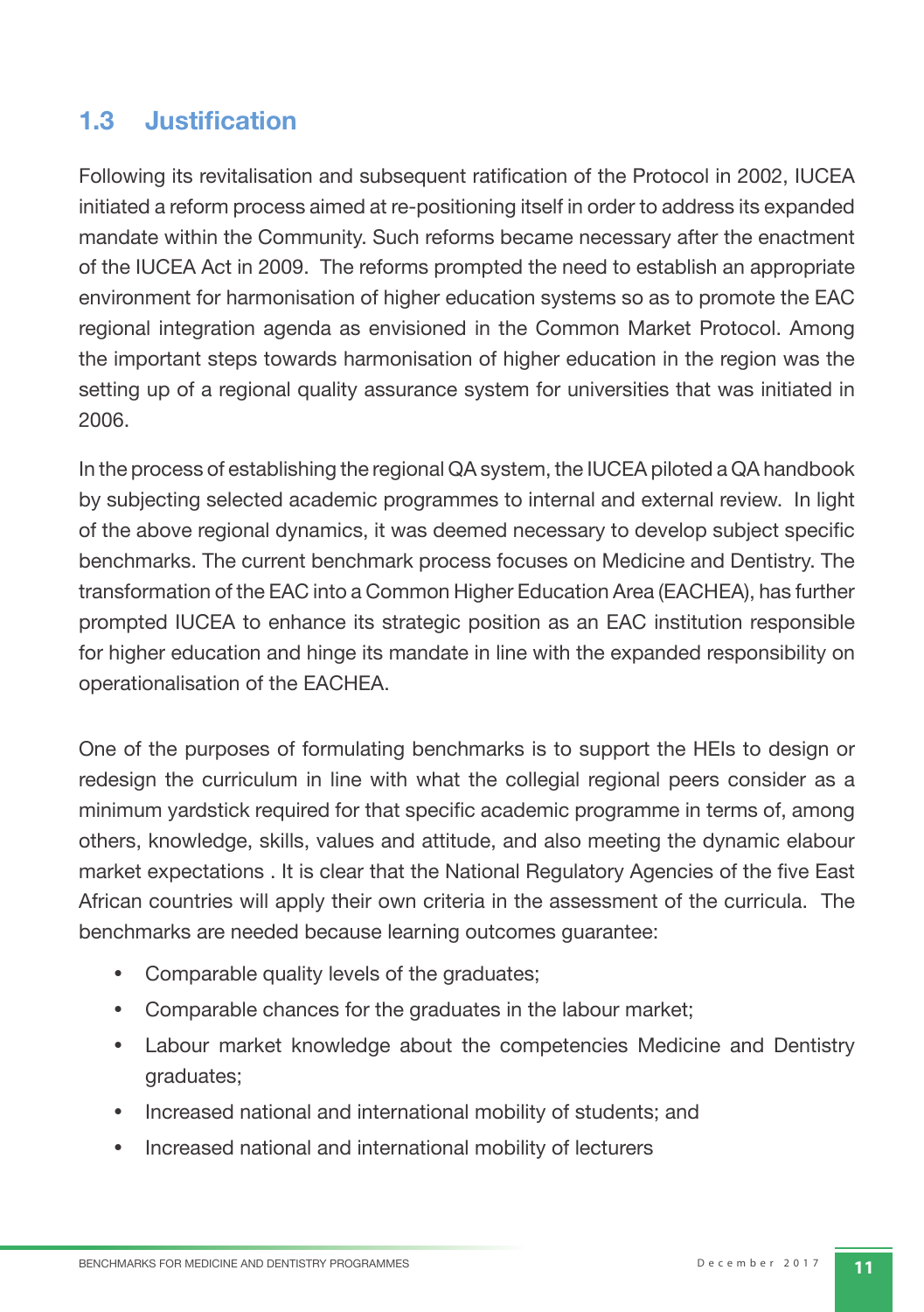## 1.3 Justification

Following its revitalisation and subsequent ratification of the Protocol in 2002, IUCEA initiated a reform process aimed at re-positioning itself in order to address its expanded mandate within the Community. Such reforms became necessary after the enactment of the IUCEA Act in 2009. The reforms prompted the need to establish an appropriate environment for harmonisation of higher education systems so as to promote the EAC regional integration agenda as envisioned in the Common Market Protocol. Among the important steps towards harmonisation of higher education in the region was the setting up of a regional quality assurance system for universities that was initiated in 2006.

In the process of establishing the regional QA system, the IUCEA piloted a QA handbook by subjecting selected academic programmes to internal and external review. In light of the above regional dynamics, it was deemed necessary to develop subject specific benchmarks. The current benchmark process focuses on Medicine and Dentistry. The transformation of the EAC into a Common Higher Education Area (EACHEA), has further prompted IUCEA to enhance its strategic position as an EAC institution responsible for higher education and hinge its mandate in line with the expanded responsibility on operationalisation of the EACHEA.

One of the purposes of formulating benchmarks is to support the HEIs to design or redesign the curriculum in line with what the collegial regional peers consider as a minimum yardstick required for that specific academic programme in terms of, among others, knowledge, skills, values and attitude, and also meeting the dynamic elabour market expectations . It is clear that the National Regulatory Agencies of the five East African countries will apply their own criteria in the assessment of the curricula. The benchmarks are needed because learning outcomes guarantee:

- Comparable quality levels of the graduates;
- Comparable chances for the graduates in the labour market;
- Labour market knowledge about the competencies Medicine and Dentistry graduates;
- Increased national and international mobility of students; and
- Increased national and international mobility of lecturers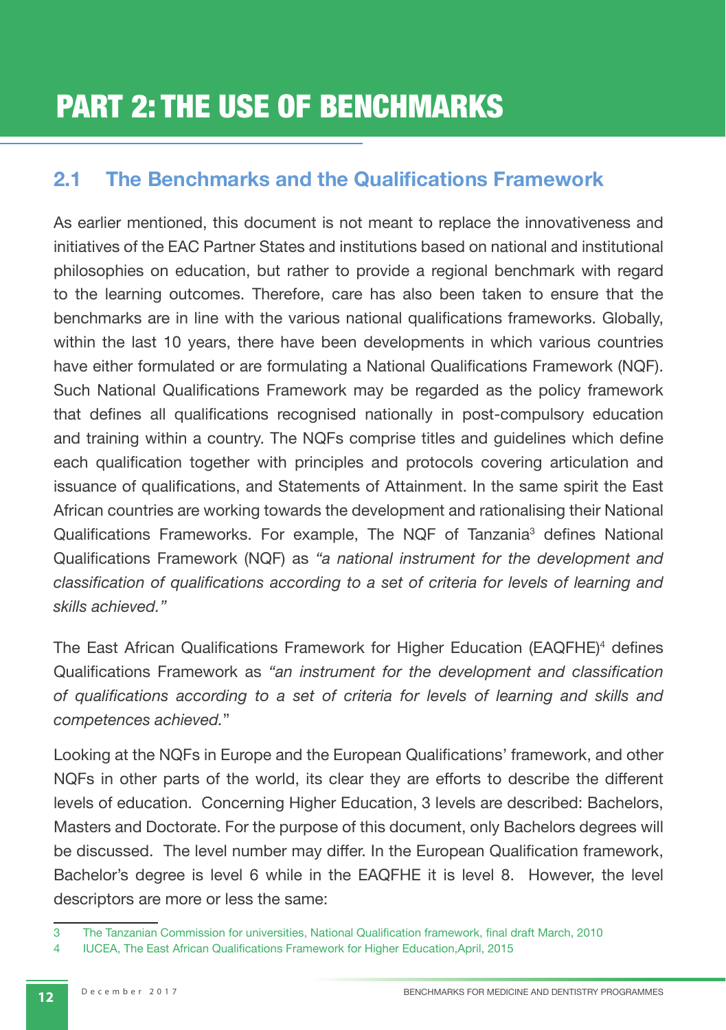# PART 2: THE USE OF BENCHMARKS

## 2.1 The Benchmarks and the Qualifications Framework

As earlier mentioned, this document is not meant to replace the innovativeness and initiatives of the EAC Partner States and institutions based on national and institutional philosophies on education, but rather to provide a regional benchmark with regard to the learning outcomes. Therefore, care has also been taken to ensure that the benchmarks are in line with the various national qualifications frameworks. Globally, within the last 10 years, there have been developments in which various countries have either formulated or are formulating a National Qualifications Framework (NQF). Such National Qualifications Framework may be regarded as the policy framework that defines all qualifications recognised nationally in post-compulsory education and training within a country. The NQFs comprise titles and guidelines which define each qualification together with principles and protocols covering articulation and issuance of qualifications, and Statements of Attainment. In the same spirit the East African countries are working towards the development and rationalising their National Qualifications Frameworks. For example, The NQF of Tanzania[3] defines National Qualifications Framework (NQF) as *"a national instrument for the development and classification of qualifications according to a set of criteria for levels of learning and skills achieved."*

The East African Qualifications Framework for Higher Education (EAQFHE)[4] defines Qualifications Framework as *"an instrument for the development and classification of qualifications according to a set of criteria for levels of learning and skills and competences achieved."*

Looking at the NQFs in Europe and the European Qualifications' framework, and other NQFs in other parts of the world, its clear they are efforts to describe the different levels of education. Concerning Higher Education, 3 levels are described: Bachelors, Masters and Doctorate. For the purpose of this document, only Bachelors degrees will be discussed. The level number may differ. In the European Qualification framework, Bachelor's degree is level 6 while in the EAQFHE it is level 8. However, the level descriptors are more or less the same:

---

3 The Tanzanian Commission for universities, National Qualification framework, final draft March, 2010

4 IUCEA, The East African Qualifications Framework for Higher Education,April, 2015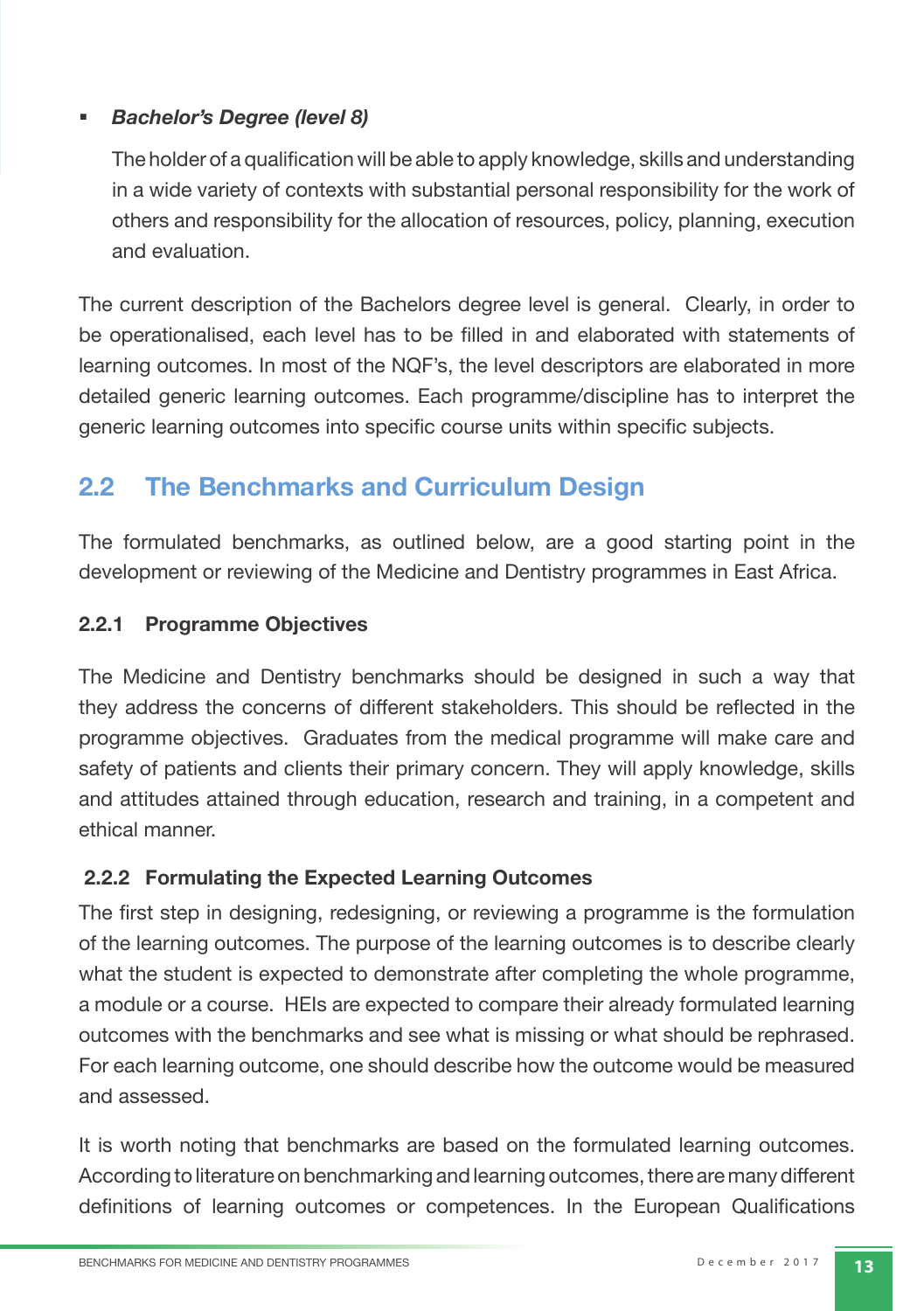- ***Bachelor's Degree (level 8)***

  The holder of a qualification will be able to apply knowledge, skills and understanding in a wide variety of contexts with substantial personal responsibility for the work of others and responsibility for the allocation of resources, policy, planning, execution and evaluation.

The current description of the Bachelors degree level is general. Clearly, in order to be operationalised, each level has to be filled in and elaborated with statements of learning outcomes. In most of the NQF's, the level descriptors are elaborated in more detailed generic learning outcomes. Each programme/discipline has to interpret the generic learning outcomes into specific course units within specific subjects.

## 2.2 The Benchmarks and Curriculum Design

The formulated benchmarks, as outlined below, are a good starting point in the development or reviewing of the Medicine and Dentistry programmes in East Africa.

### 2.2.1 Programme Objectives

The Medicine and Dentistry benchmarks should be designed in such a way that they address the concerns of different stakeholders. This should be reflected in the programme objectives. Graduates from the medical programme will make care and safety of patients and clients their primary concern. They will apply knowledge, skills and attitudes attained through education, research and training, in a competent and ethical manner.

### 2.2.2 Formulating the Expected Learning Outcomes

The first step in designing, redesigning, or reviewing a programme is the formulation of the learning outcomes. The purpose of the learning outcomes is to describe clearly what the student is expected to demonstrate after completing the whole programme, a module or a course. HEIs are expected to compare their already formulated learning outcomes with the benchmarks and see what is missing or what should be rephrased. For each learning outcome, one should describe how the outcome would be measured and assessed.

It is worth noting that benchmarks are based on the formulated learning outcomes. According to literature on benchmarking and learning outcomes, there are many different definitions of learning outcomes or competences. In the European Qualifications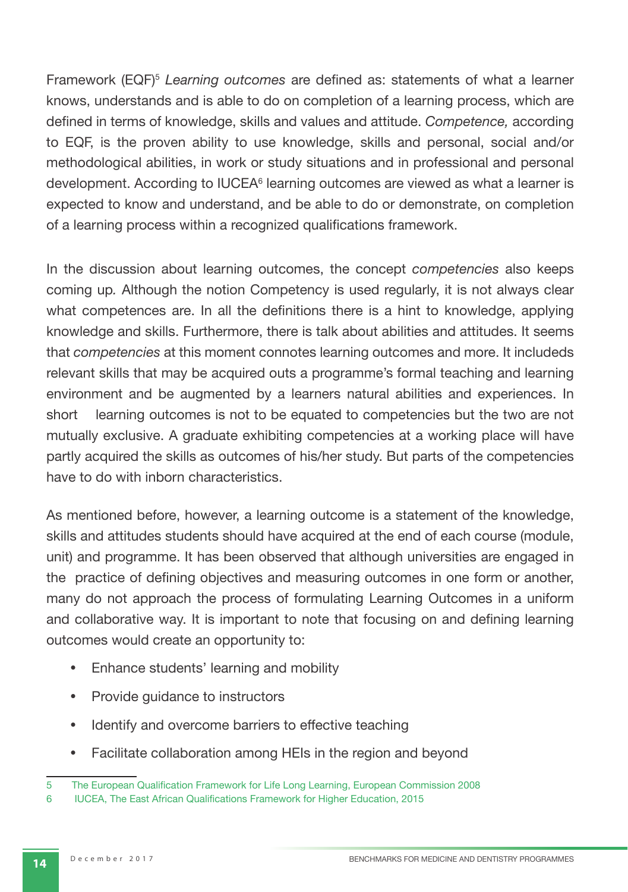Framework (EQF)[5] *Learning outcomes* are defined as: statements of what a learner knows, understands and is able to do on completion of a learning process, which are defined in terms of knowledge, skills and values and attitude. *Competence,* according to EQF, is the proven ability to use knowledge, skills and personal, social and/or methodological abilities, in work or study situations and in professional and personal development. According to IUCEA[6] learning outcomes are viewed as what a learner is expected to know and understand, and be able to do or demonstrate, on completion of a learning process within a recognized qualifications framework.

In the discussion about learning outcomes, the concept *competencies* also keeps coming up. Although the notion Competency is used regularly, it is not always clear what competences are. In all the definitions there is a hint to knowledge, applying knowledge and skills. Furthermore, there is talk about abilities and attitudes. It seems that *competencies* at this moment connotes learning outcomes and more. It includeds relevant skills that may be acquired outs a programme's formal teaching and learning environment and be augmented by a learners natural abilities and experiences. In short learning outcomes is not to be equated to competencies but the two are not mutually exclusive. A graduate exhibiting competencies at a working place will have partly acquired the skills as outcomes of his/her study. But parts of the competencies have to do with inborn characteristics.

As mentioned before, however, a learning outcome is a statement of the knowledge, skills and attitudes students should have acquired at the end of each course (module, unit) and programme. It has been observed that although universities are engaged in the practice of defining objectives and measuring outcomes in one form or another, many do not approach the process of formulating Learning Outcomes in a uniform and collaborative way. It is important to note that focusing on and defining learning outcomes would create an opportunity to:

- Enhance students' learning and mobility
- Provide guidance to instructors
- Identify and overcome barriers to effective teaching
- Facilitate collaboration among HEIs in the region and beyond

---

5 The European Qualification Framework for Life Long Learning, European Commission 2008

6 IUCEA, The East African Qualifications Framework for Higher Education, 2015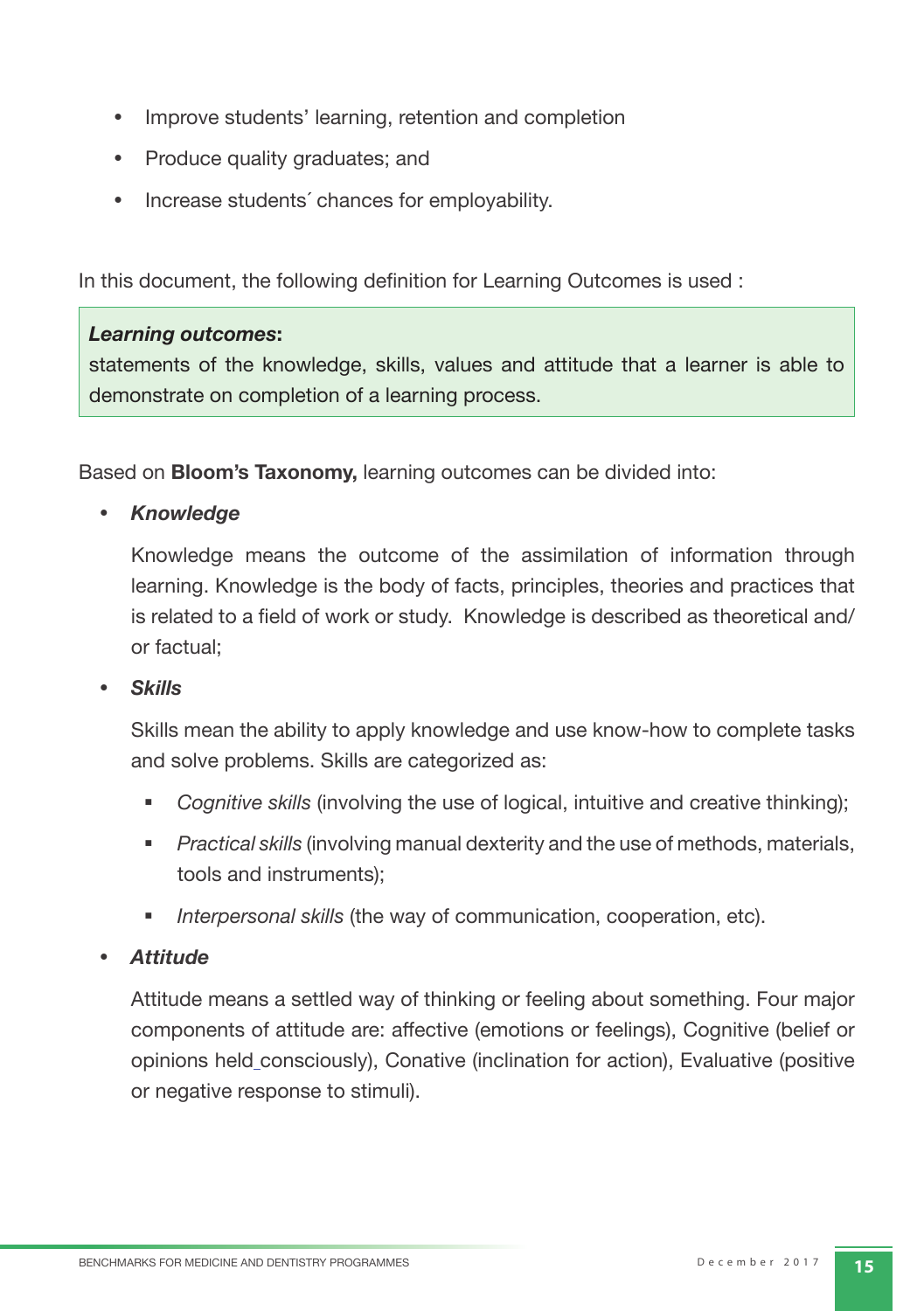- Improve students' learning, retention and completion
- Produce quality graduates; and
- Increase students´ chances for employability.

In this document, the following definition for Learning Outcomes is used :

> ***Learning outcomes*:**
> statements of the knowledge, skills, values and attitude that a learner is able to demonstrate on completion of a learning process.

Based on **Bloom's Taxonomy,** learning outcomes can be divided into:

- ***Knowledge***

  Knowledge means the outcome of the assimilation of information through learning. Knowledge is the body of facts, principles, theories and practices that is related to a field of work or study. Knowledge is described as theoretical and/or factual;

- ***Skills***

  Skills mean the ability to apply knowledge and use know-how to complete tasks and solve problems. Skills are categorized as:

  - *Cognitive skills* (involving the use of logical, intuitive and creative thinking);
  - *Practical skills* (involving manual dexterity and the use of methods, materials, tools and instruments);
  - *Interpersonal skills* (the way of communication, cooperation, etc).

- ***Attitude***

  Attitude means a settled way of thinking or feeling about something. Four major components of attitude are: affective (emotions or feelings), Cognitive (belief or opinions held consciously), Conative (inclination for action), Evaluative (positive or negative response to stimuli).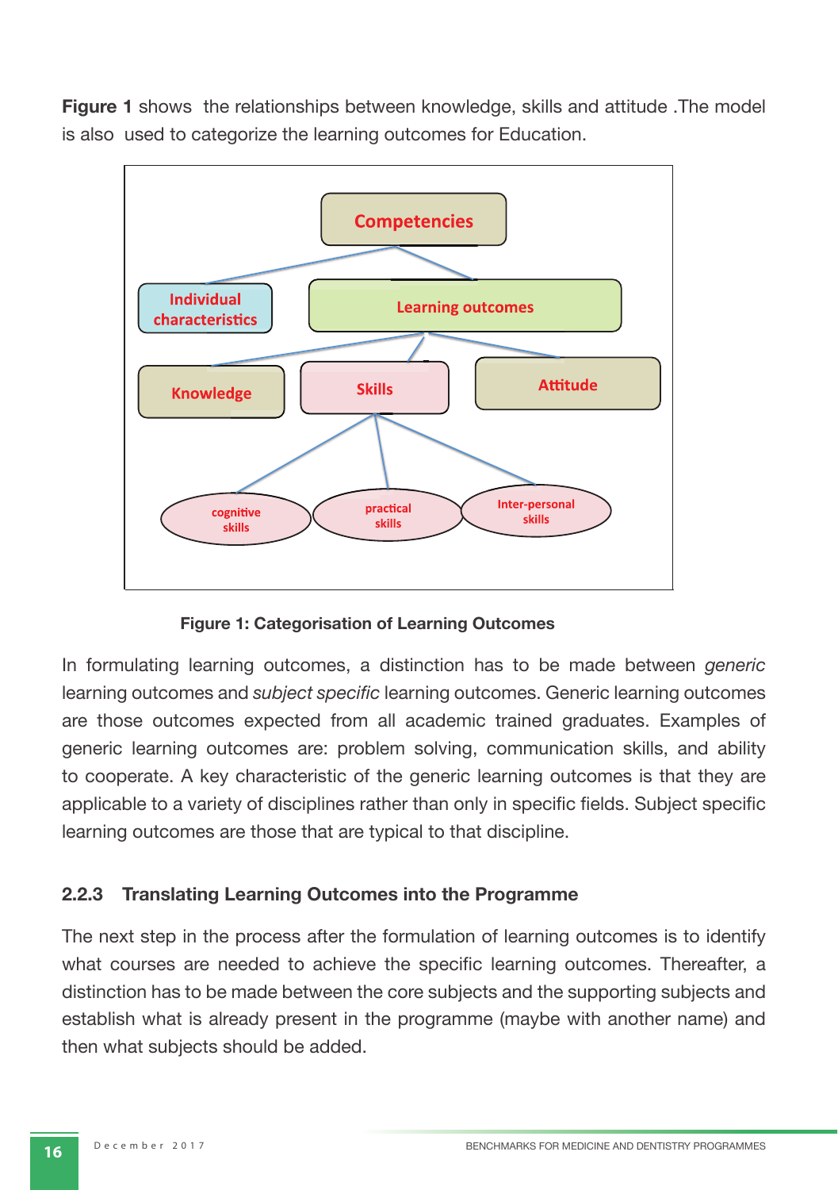**Figure 1** shows the relationships between knowledge, skills and attitude .The model is also used to categorize the learning outcomes for Education.

**Figure 1: Categorisation of Learning Outcomes**

In formulating learning outcomes, a distinction has to be made between *generic* learning outcomes and *subject specific* learning outcomes. Generic learning outcomes are those outcomes expected from all academic trained graduates. Examples of generic learning outcomes are: problem solving, communication skills, and ability to cooperate. A key characteristic of the generic learning outcomes is that they are applicable to a variety of disciplines rather than only in specific fields. Subject specific learning outcomes are those that are typical to that discipline.

### 2.2.3 Translating Learning Outcomes into the Programme

The next step in the process after the formulation of learning outcomes is to identify what courses are needed to achieve the specific learning outcomes. Thereafter, a distinction has to be made between the core subjects and the supporting subjects and establish what is already present in the programme (maybe with another name) and then what subjects should be added.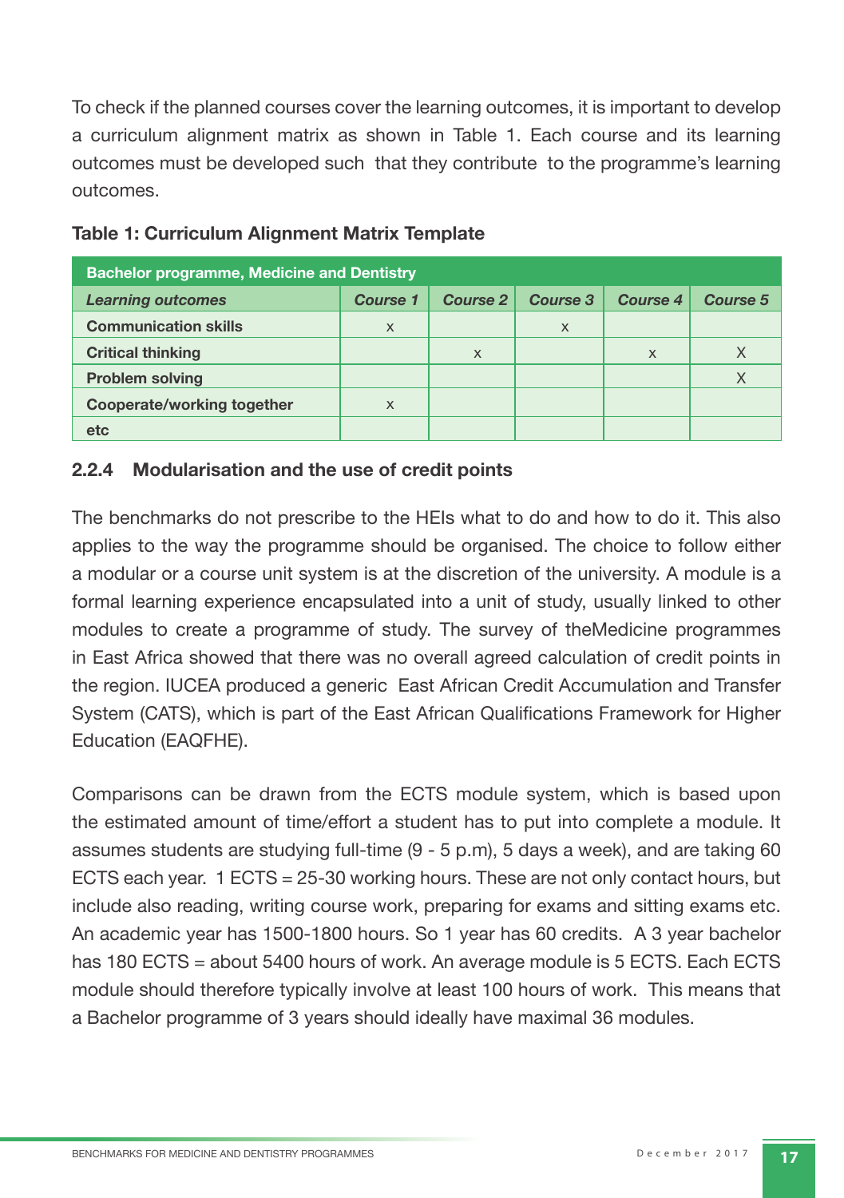To check if the planned courses cover the learning outcomes, it is important to develop a curriculum alignment matrix as shown in Table 1. Each course and its learning outcomes must be developed such that they contribute to the programme's learning outcomes.

**Table 1: Curriculum Alignment Matrix Template**

| **Bachelor programme, Medicine and Dentistry** | | | | | |
|---|---|---|---|---|---|
| ***Learning outcomes*** | ***Course 1*** | ***Course 2*** | ***Course 3*** | ***Course 4*** | ***Course 5*** |
| **Communication skills** | x | | x | | |
| **Critical thinking** | | x | | x | X |
| **Problem solving** | | | | | X |
| **Cooperate/working together** | x | | | | |
| **etc** | | | | | |

### 2.2.4 Modularisation and the use of credit points

The benchmarks do not prescribe to the HEIs what to do and how to do it. This also applies to the way the programme should be organised. The choice to follow either a modular or a course unit system is at the discretion of the university. A module is a formal learning experience encapsulated into a unit of study, usually linked to other modules to create a programme of study. The survey of theMedicine programmes in East Africa showed that there was no overall agreed calculation of credit points in the region. IUCEA produced a generic East African Credit Accumulation and Transfer System (CATS), which is part of the East African Qualifications Framework for Higher Education (EAQFHE).

Comparisons can be drawn from the ECTS module system, which is based upon the estimated amount of time/effort a student has to put into complete a module. It assumes students are studying full-time (9 - 5 p.m), 5 days a week), and are taking 60 ECTS each year. 1 ECTS = 25-30 working hours. These are not only contact hours, but include also reading, writing course work, preparing for exams and sitting exams etc. An academic year has 1500-1800 hours. So 1 year has 60 credits. A 3 year bachelor has 180 ECTS = about 5400 hours of work. An average module is 5 ECTS. Each ECTS module should therefore typically involve at least 100 hours of work. This means that a Bachelor programme of 3 years should ideally have maximal 36 modules.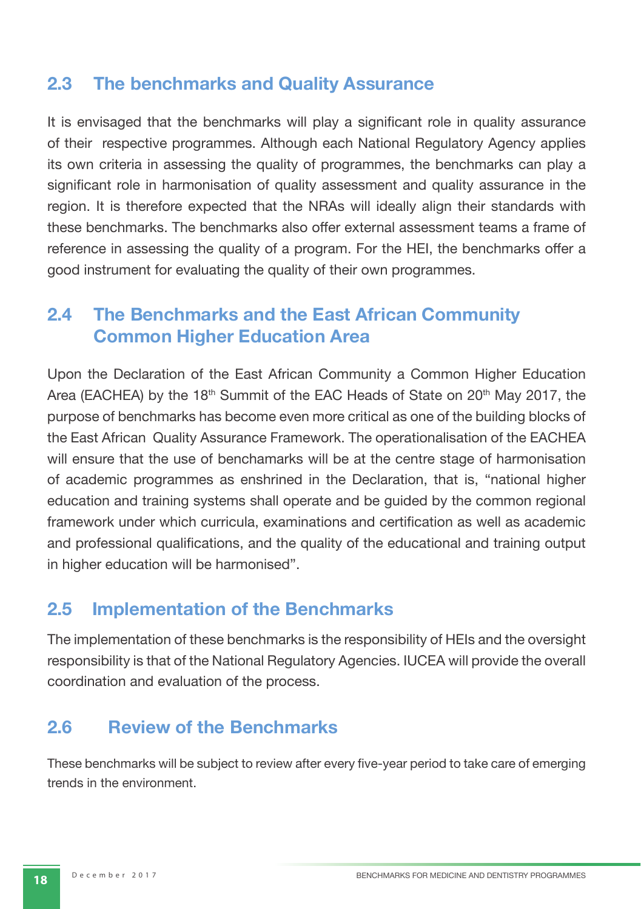## 2.3 The benchmarks and Quality Assurance

It is envisaged that the benchmarks will play a significant role in quality assurance of their respective programmes. Although each National Regulatory Agency applies its own criteria in assessing the quality of programmes, the benchmarks can play a significant role in harmonisation of quality assessment and quality assurance in the region. It is therefore expected that the NRAs will ideally align their standards with these benchmarks. The benchmarks also offer external assessment teams a frame of reference in assessing the quality of a program. For the HEI, the benchmarks offer a good instrument for evaluating the quality of their own programmes.

## 2.4 The Benchmarks and the East African Community Common Higher Education Area

Upon the Declaration of the East African Community a Common Higher Education Area (EACHEA) by the 18th Summit of the EAC Heads of State on 20th May 2017, the purpose of benchmarks has become even more critical as one of the building blocks of the East African Quality Assurance Framework. The operationalisation of the EACHEA will ensure that the use of benchamarks will be at the centre stage of harmonisation of academic programmes as enshrined in the Declaration, that is, "national higher education and training systems shall operate and be guided by the common regional framework under which curricula, examinations and certification as well as academic and professional qualifications, and the quality of the educational and training output in higher education will be harmonised".

## 2.5 Implementation of the Benchmarks

The implementation of these benchmarks is the responsibility of HEIs and the oversight responsibility is that of the National Regulatory Agencies. IUCEA will provide the overall coordination and evaluation of the process.

## 2.6 Review of the Benchmarks

These benchmarks will be subject to review after every five-year period to take care of emerging trends in the environment.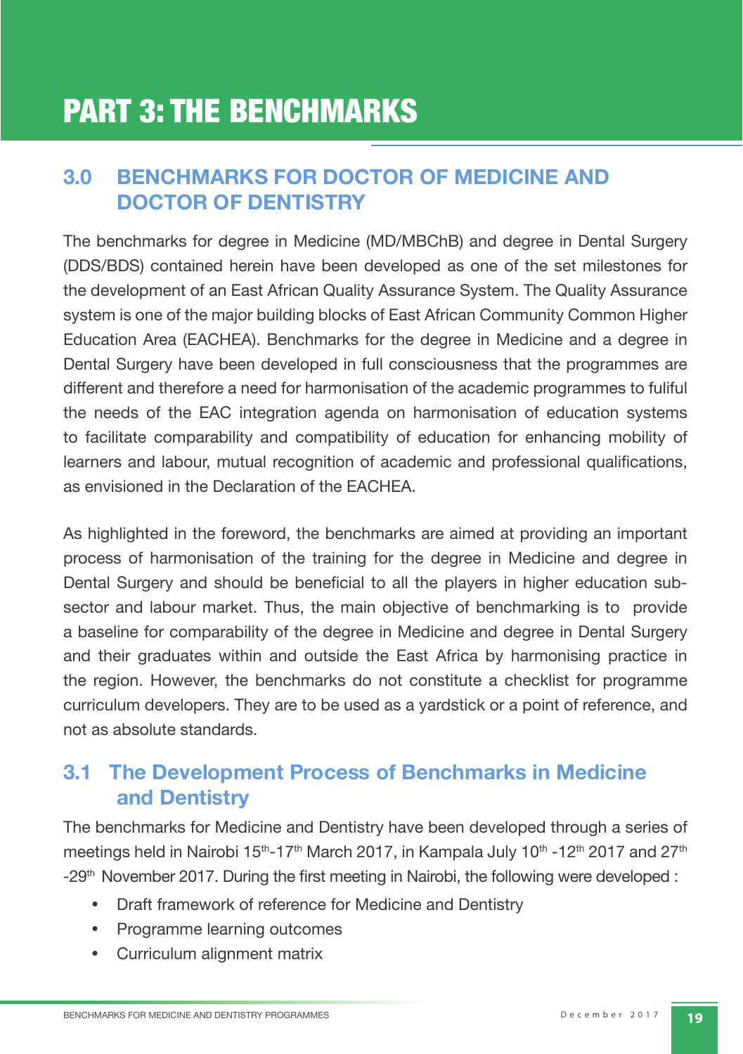# PART 3: THE BENCHMARKS

## 3.0 BENCHMARKS FOR DOCTOR OF MEDICINE AND DOCTOR OF DENTISTRY

The benchmarks for degree in Medicine (MD/MBChB) and degree in Dental Surgery (DDS/BDS) contained herein have been developed as one of the set milestones for the development of an East African Quality Assurance System. The Quality Assurance system is one of the major building blocks of East African Community Common Higher Education Area (EACHEA). Benchmarks for the degree in Medicine and a degree in Dental Surgery have been developed in full consciousness that the programmes are different and therefore a need for harmonisation of the academic programmes to fuliful the needs of the EAC integration agenda on harmonisation of education systems to facilitate comparability and compatibility of education for enhancing mobility of learners and labour, mutual recognition of academic and professional qualifications, as envisioned in the Declaration of the EACHEA.

As highlighted in the foreword, the benchmarks are aimed at providing an important process of harmonisation of the training for the degree in Medicine and degree in Dental Surgery and should be beneficial to all the players in higher education sub-sector and labour market. Thus, the main objective of benchmarking is to provide a baseline for comparability of the degree in Medicine and degree in Dental Surgery and their graduates within and outside the East Africa by harmonising practice in the region. However, the benchmarks do not constitute a checklist for programme curriculum developers. They are to be used as a yardstick or a point of reference, and not as absolute standards.

## 3.1 The Development Process of Benchmarks in Medicine and Dentistry

The benchmarks for Medicine and Dentistry have been developed through a series of meetings held in Nairobi 15th-17th March 2017, in Kampala July 10th -12th 2017 and 27th -29th November 2017. During the first meeting in Nairobi, the following were developed :

- Draft framework of reference for Medicine and Dentistry
- Programme learning outcomes
- Curriculum alignment matrix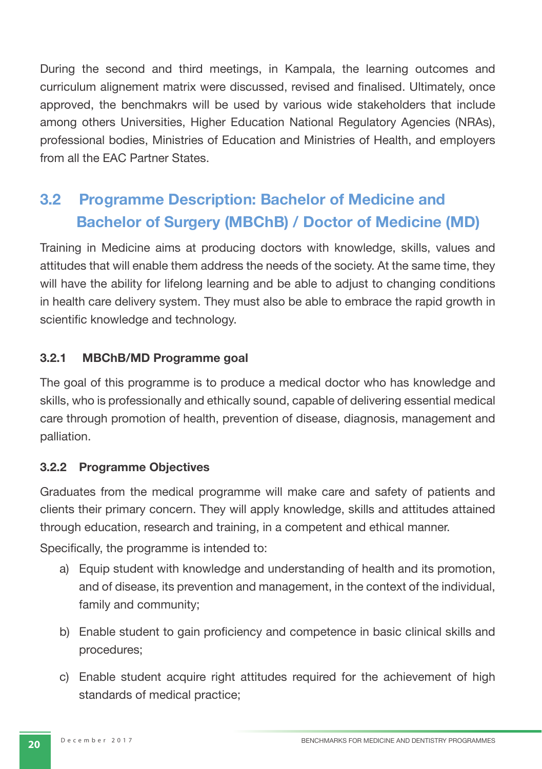During the second and third meetings, in Kampala, the learning outcomes and curriculum alignement matrix were discussed, revised and finalised. Ultimately, once approved, the benchmakrs will be used by various wide stakeholders that include among others Universities, Higher Education National Regulatory Agencies (NRAs), professional bodies, Ministries of Education and Ministries of Health, and employers from all the EAC Partner States.

## 3.2 Programme Description: Bachelor of Medicine and Bachelor of Surgery (MBChB) / Doctor of Medicine (MD)

Training in Medicine aims at producing doctors with knowledge, skills, values and attitudes that will enable them address the needs of the society. At the same time, they will have the ability for lifelong learning and be able to adjust to changing conditions in health care delivery system. They must also be able to embrace the rapid growth in scientific knowledge and technology.

### 3.2.1 MBChB/MD Programme goal

The goal of this programme is to produce a medical doctor who has knowledge and skills, who is professionally and ethically sound, capable of delivering essential medical care through promotion of health, prevention of disease, diagnosis, management and palliation.

### 3.2.2 Programme Objectives

Graduates from the medical programme will make care and safety of patients and clients their primary concern. They will apply knowledge, skills and attitudes attained through education, research and training, in a competent and ethical manner.

Specifically, the programme is intended to:

a) Equip student with knowledge and understanding of health and its promotion, and of disease, its prevention and management, in the context of the individual, family and community;

b) Enable student to gain proficiency and competence in basic clinical skills and procedures;

c) Enable student acquire right attitudes required for the achievement of high standards of medical practice;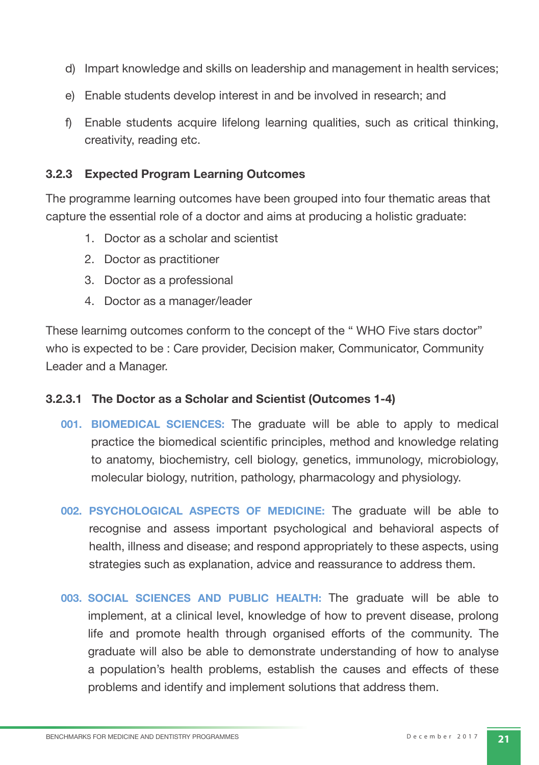d) Impart knowledge and skills on leadership and management in health services;

e) Enable students develop interest in and be involved in research; and

f) Enable students acquire lifelong learning qualities, such as critical thinking, creativity, reading etc.

### 3.2.3 Expected Program Learning Outcomes

The programme learning outcomes have been grouped into four thematic areas that capture the essential role of a doctor and aims at producing a holistic graduate:

1. Doctor as a scholar and scientist
2. Doctor as practitioner
3. Doctor as a professional
4. Doctor as a manager/leader

These learnimg outcomes conform to the concept of the " WHO Five stars doctor" who is expected to be : Care provider, Decision maker, Communicator, Community Leader and a Manager.

#### 3.2.3.1 The Doctor as a Scholar and Scientist (Outcomes 1-4)

**001. BIOMEDICAL SCIENCES:** The graduate will be able to apply to medical practice the biomedical scientific principles, method and knowledge relating to anatomy, biochemistry, cell biology, genetics, immunology, microbiology, molecular biology, nutrition, pathology, pharmacology and physiology.

**002. PSYCHOLOGICAL ASPECTS OF MEDICINE:** The graduate will be able to recognise and assess important psychological and behavioral aspects of health, illness and disease; and respond appropriately to these aspects, using strategies such as explanation, advice and reassurance to address them.

**003. SOCIAL SCIENCES AND PUBLIC HEALTH:** The graduate will be able to implement, at a clinical level, knowledge of how to prevent disease, prolong life and promote health through organised efforts of the community. The graduate will also be able to demonstrate understanding of how to analyse a population's health problems, establish the causes and effects of these problems and identify and implement solutions that address them.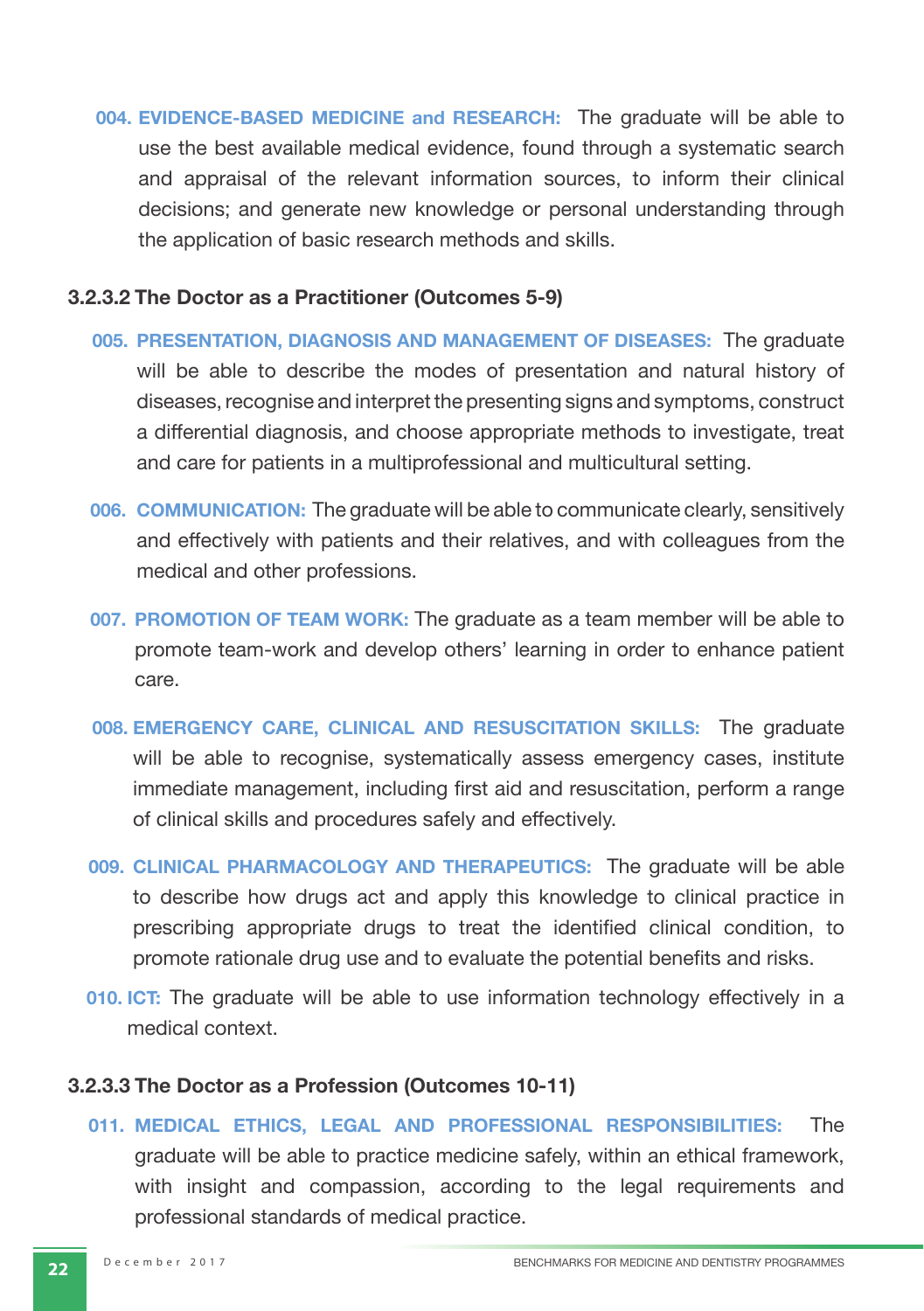**004. EVIDENCE-BASED MEDICINE and RESEARCH:** The graduate will be able to use the best available medical evidence, found through a systematic search and appraisal of the relevant information sources, to inform their clinical decisions; and generate new knowledge or personal understanding through the application of basic research methods and skills.

### 3.2.3.2 The Doctor as a Practitioner (Outcomes 5-9)

**005. PRESENTATION, DIAGNOSIS AND MANAGEMENT OF DISEASES:** The graduate will be able to describe the modes of presentation and natural history of diseases, recognise and interpret the presenting signs and symptoms, construct a differential diagnosis, and choose appropriate methods to investigate, treat and care for patients in a multiprofessional and multicultural setting.

**006. COMMUNICATION:** The graduate will be able to communicate clearly, sensitively and effectively with patients and their relatives, and with colleagues from the medical and other professions.

**007. PROMOTION OF TEAM WORK:** The graduate as a team member will be able to promote team-work and develop others' learning in order to enhance patient care.

**008. EMERGENCY CARE, CLINICAL AND RESUSCITATION SKILLS:** The graduate will be able to recognise, systematically assess emergency cases, institute immediate management, including first aid and resuscitation, perform a range of clinical skills and procedures safely and effectively.

**009. CLINICAL PHARMACOLOGY AND THERAPEUTICS:** The graduate will be able to describe how drugs act and apply this knowledge to clinical practice in prescribing appropriate drugs to treat the identified clinical condition, to promote rationale drug use and to evaluate the potential benefits and risks.

**010. ICT:** The graduate will be able to use information technology effectively in a medical context.

### 3.2.3.3 The Doctor as a Profession (Outcomes 10-11)

**011. MEDICAL ETHICS, LEGAL AND PROFESSIONAL RESPONSIBILITIES:** The graduate will be able to practice medicine safely, within an ethical framework, with insight and compassion, according to the legal requirements and professional standards of medical practice.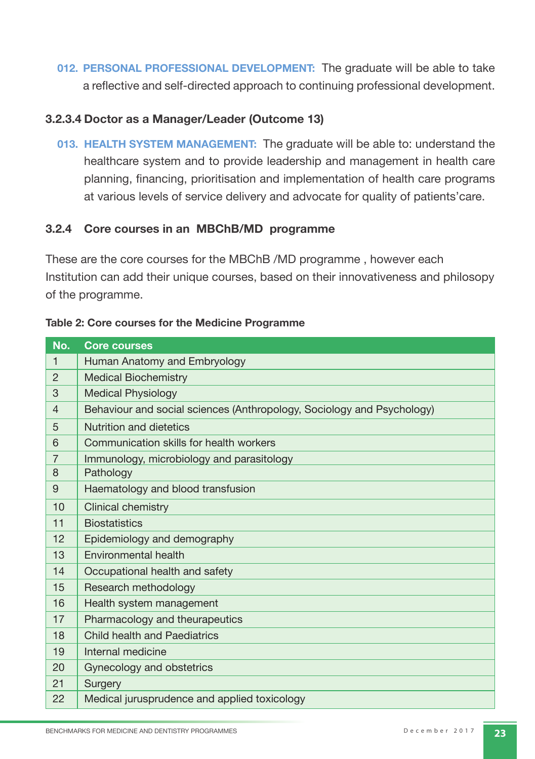**012. PERSONAL PROFESSIONAL DEVELOPMENT:** The graduate will be able to take a reflective and self-directed approach to continuing professional development.

### 3.2.3.4 Doctor as a Manager/Leader (Outcome 13)

**013. HEALTH SYSTEM MANAGEMENT:** The graduate will be able to: understand the healthcare system and to provide leadership and management in health care planning, financing, prioritisation and implementation of health care programs at various levels of service delivery and advocate for quality of patients'care.

### 3.2.4 Core courses in an MBChB/MD programme

These are the core courses for the MBChB /MD programme , however each Institution can add their unique courses, based on their innovativeness and philosopy of the programme.

**Table 2: Core courses for the Medicine Programme**

| No. | Core courses |
|---|---|
| 1 | Human Anatomy and Embryology |
| 2 | Medical Biochemistry |
| 3 | Medical Physiology |
| 4 | Behaviour and social sciences (Anthropology, Sociology and Psychology) |
| 5 | Nutrition and dietetics |
| 6 | Communication skills for health workers |
| 7 | Immunology, microbiology and parasitology |
| 8 | Pathology |
| 9 | Haematology and blood transfusion |
| 10 | Clinical chemistry |
| 11 | Biostatistics |
| 12 | Epidemiology and demography |
| 13 | Environmental health |
| 14 | Occupational health and safety |
| 15 | Research methodology |
| 16 | Health system management |
| 17 | Pharmacology and theurapeutics |
| 18 | Child health and Paediatrics |
| 19 | Internal medicine |
| 20 | Gynecology and obstetrics |
| 21 | Surgery |
| 22 | Medical jurusprudence and applied toxicology |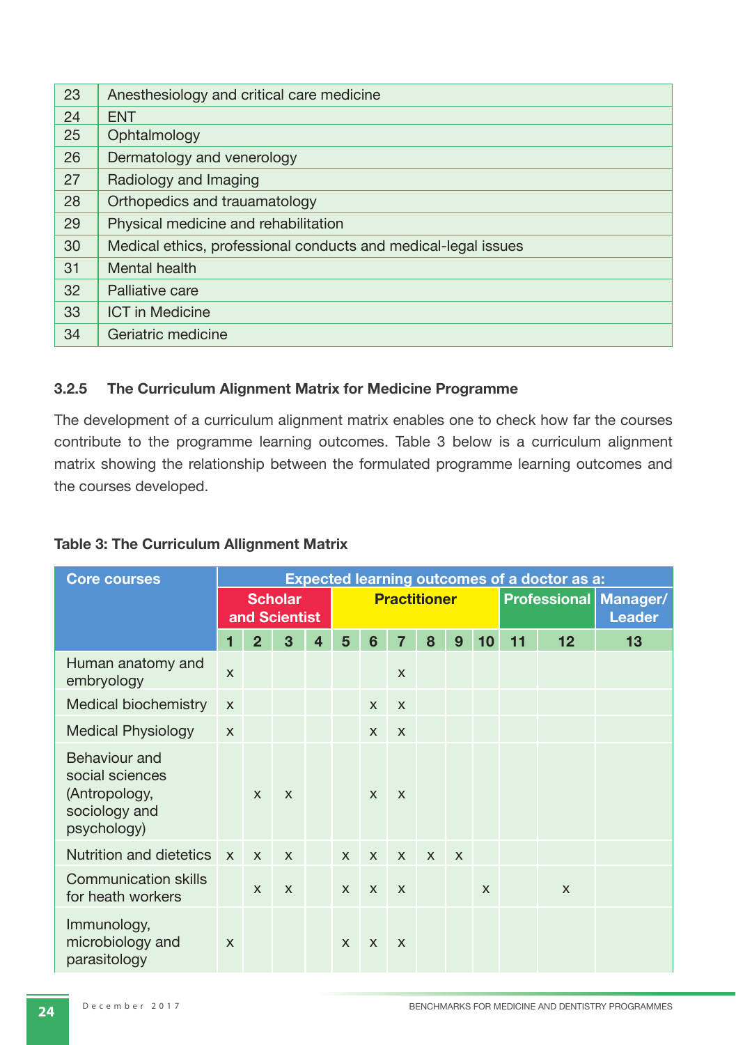| | |
|---|---|
| 23 | Anesthesiology and critical care medicine |
| 24 | ENT |
| 25 | Ophtalmology |
| 26 | Dermatology and venerology |
| 27 | Radiology and Imaging |
| 28 | Orthopedics and trauamatology |
| 29 | Physical medicine and rehabilitation |
| 30 | Medical ethics, professional conducts and medical-legal issues |
| 31 | Mental health |
| 32 | Palliative care |
| 33 | ICT in Medicine |
| 34 | Geriatric medicine |

### 3.2.5 The Curriculum Alignment Matrix for Medicine Programme

The development of a curriculum alignment matrix enables one to check how far the courses contribute to the programme learning outcomes. Table 3 below is a curriculum alignment matrix showing the relationship between the formulated programme learning outcomes and the courses developed.

**Table 3: The Curriculum Allignment Matrix**

| Core courses | Expected learning outcomes of a doctor as a: | | | | | | | | | | | | |
|---|---|---|---|---|---|---|---|---|---|---|---|---|---|
| | Scholar and Scientist | | | | Practitioner | | | | | | Professional | | Manager/ Leader |
| | 1 | 2 | 3 | 4 | 5 | 6 | 7 | 8 | 9 | 10 | 11 | 12 | 13 |
| Human anatomy and embryology | x | | | | | | x | | | | | | |
| Medical biochemistry | x | | | | | x | x | | | | | | |
| Medical Physiology | x | | | | | x | x | | | | | | |
| Behaviour and social sciences (Antropology, sociology and psychology) | | x | x | | | x | x | | | | | | |
| Nutrition and dietetics | x | x | x | | x | x | x | x | x | | | | |
| Communication skills for heath workers | | x | x | | x | x | x | | | x | | x | |
| Immunology, microbiology and parasitology | x | | | | x | x | x | | | | | | |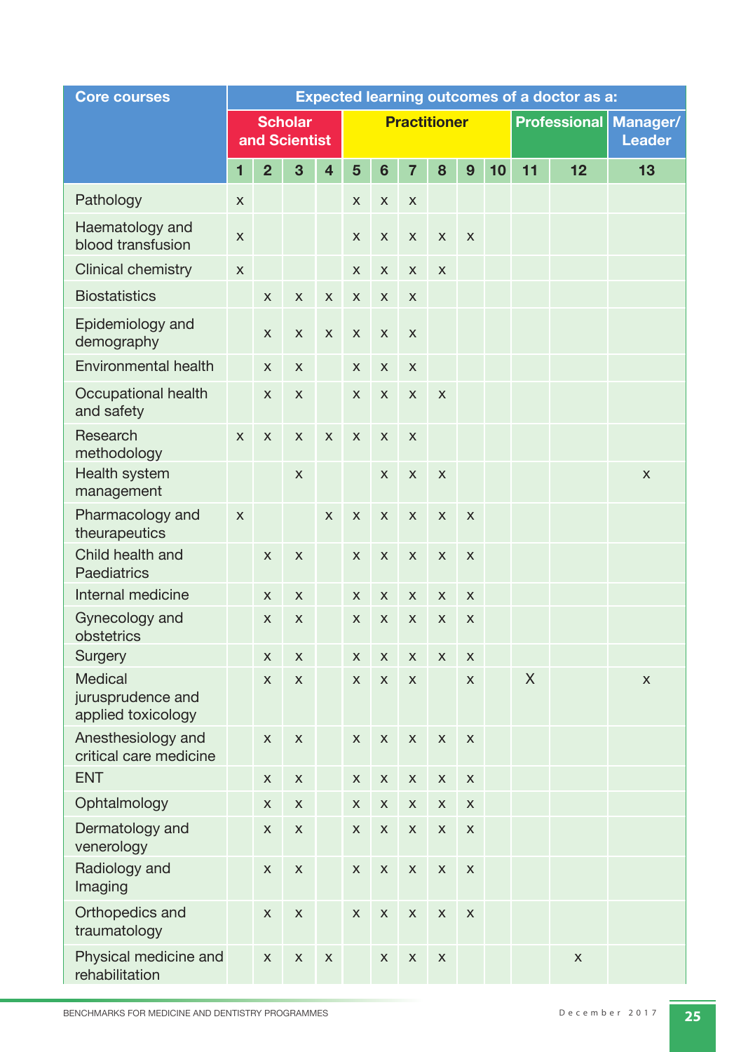| Core courses | Expected learning outcomes of a doctor as a: | | | | | | | | | | | | |
|---|---|---|---|---|---|---|---|---|---|---|---|---|---|
| | Scholar and Scientist | | | | Practitioner | | | | | | Professional | | Manager/ Leader |
| | 1 | 2 | 3 | 4 | 5 | 6 | 7 | 8 | 9 | 10 | 11 | 12 | 13 |
| Pathology | x | | | | x | x | x | | | | | | |
| Haematology and blood transfusion | x | | | | x | x | x | x | x | | | | |
| Clinical chemistry | x | | | | x | x | x | x | | | | | |
| Biostatistics | | x | x | x | x | x | x | | | | | | |
| Epidemiology and demography | | x | x | x | x | x | x | | | | | | |
| Environmental health | | x | x | | x | x | x | | | | | | |
| Occupational health and safety | | x | x | | x | x | x | x | | | | | |
| Research methodology | x | x | x | x | x | x | x | | | | | | |
| Health system management | | | x | | | x | x | x | | | | | x |
| Pharmacology and theurapeutics | x | | | x | x | x | x | x | x | | | | |
| Child health and Paediatrics | | x | x | | x | x | x | x | x | | | | |
| Internal medicine | | x | x | | x | x | x | x | x | | | | |
| Gynecology and obstetrics | | x | x | | x | x | x | x | x | | | | |
| Surgery | | x | x | | x | x | x | x | x | | | | |
| Medical jurusprudence and applied toxicology | | x | x | | x | x | x | | x | | X | | x |
| Anesthesiology and critical care medicine | | x | x | | x | x | x | x | x | | | | |
| ENT | | x | x | | x | x | x | x | x | | | | |
| Ophtalmology | | x | x | | x | x | x | x | x | | | | |
| Dermatology and venerology | | x | x | | x | x | x | x | x | | | | |
| Radiology and Imaging | | x | x | | x | x | x | x | x | | | | |
| Orthopedics and traumatology | | x | x | | x | x | x | x | x | | | | |
| Physical medicine and rehabilitation | | x | x | x | | x | x | x | | | | x | |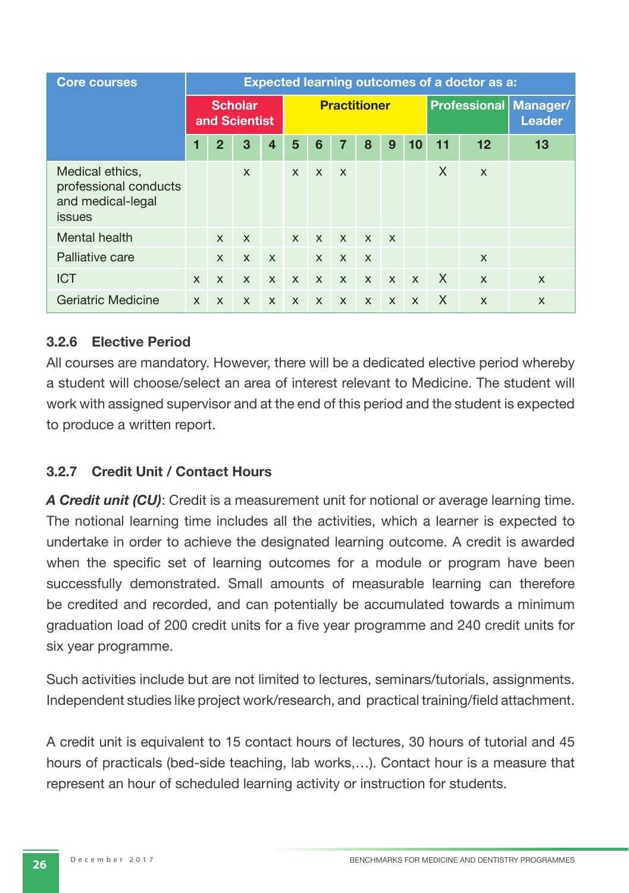| Core courses | Expected learning outcomes of a doctor as a: | | | | | | | | | | | | |
|---|---|---|---|---|---|---|---|---|---|---|---|---|---|
| | Scholar and Scientist | | | | Practitioner | | | | | | Professional | | Manager/ Leader |
| | 1 | 2 | 3 | 4 | 5 | 6 | 7 | 8 | 9 | 10 | 11 | 12 | 13 |
| Medical ethics, professional conducts and medical-legal issues | | | x | | x | x | x | | | | X | x | |
| Mental health | | x | x | | x | x | x | x | x | | | | |
| Palliative care | | x | x | x | | x | x | x | | | | x | |
| ICT | x | x | x | x | x | x | x | x | x | x | X | x | x |
| Geriatric Medicine | x | x | x | x | x | x | x | x | x | x | X | x | x |

### 3.2.6 Elective Period

All courses are mandatory. However, there will be a dedicated elective period whereby a student will choose/select an area of interest relevant to Medicine. The student will work with assigned supervisor and at the end of this period and the student is expected to produce a written report.

### 3.2.7 Credit Unit / Contact Hours

***A Credit unit (CU)***: Credit is a measurement unit for notional or average learning time. The notional learning time includes all the activities, which a learner is expected to undertake in order to achieve the designated learning outcome. A credit is awarded when the specific set of learning outcomes for a module or program have been successfully demonstrated. Small amounts of measurable learning can therefore be credited and recorded, and can potentially be accumulated towards a minimum graduation load of 200 credit units for a five year programme and 240 credit units for six year programme.

Such activities include but are not limited to lectures, seminars/tutorials, assignments. Independent studies like project work/research, and practical training/field attachment.

A credit unit is equivalent to 15 contact hours of lectures, 30 hours of tutorial and 45 hours of practicals (bed-side teaching, lab works,…). Contact hour is a measure that represent an hour of scheduled learning activity or instruction for students.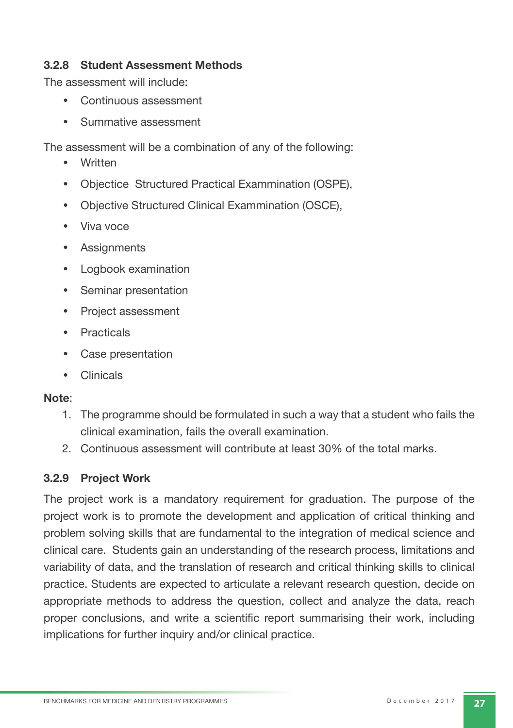### 3.2.8 Student Assessment Methods

The assessment will include:

- Continuous assessment
- Summative assessment

The assessment will be a combination of any of the following:

- Written
- Objectice  Structured Practical Exammination (OSPE),
- Objective Structured Clinical Examination (OSCE),
- Viva voce
- Assignments
- Logbook examination
- Seminar presentation
- Project assessment
- Practicals
- Case presentation
- Clinicals

**Note**:

1. The programme should be formulated in such a way that a student who fails the clinical examination, fails the overall examination.
2. Continuous assessment will contribute at least 30% of the total marks.

### 3.2.9 Project Work

The project work is a mandatory requirement for graduation. The purpose of the project work is to promote the development and application of critical thinking and problem solving skills that are fundamental to the integration of medical science and clinical care.  Students gain an understanding of the research process, limitations and variability of data, and the translation of research and critical thinking skills to clinical practice. Students are expected to articulate a relevant research question, decide on appropriate methods to address the question, collect and analyze the data, reach proper conclusions, and write a scientific report summarising their work, including implications for further inquiry and/or clinical practice.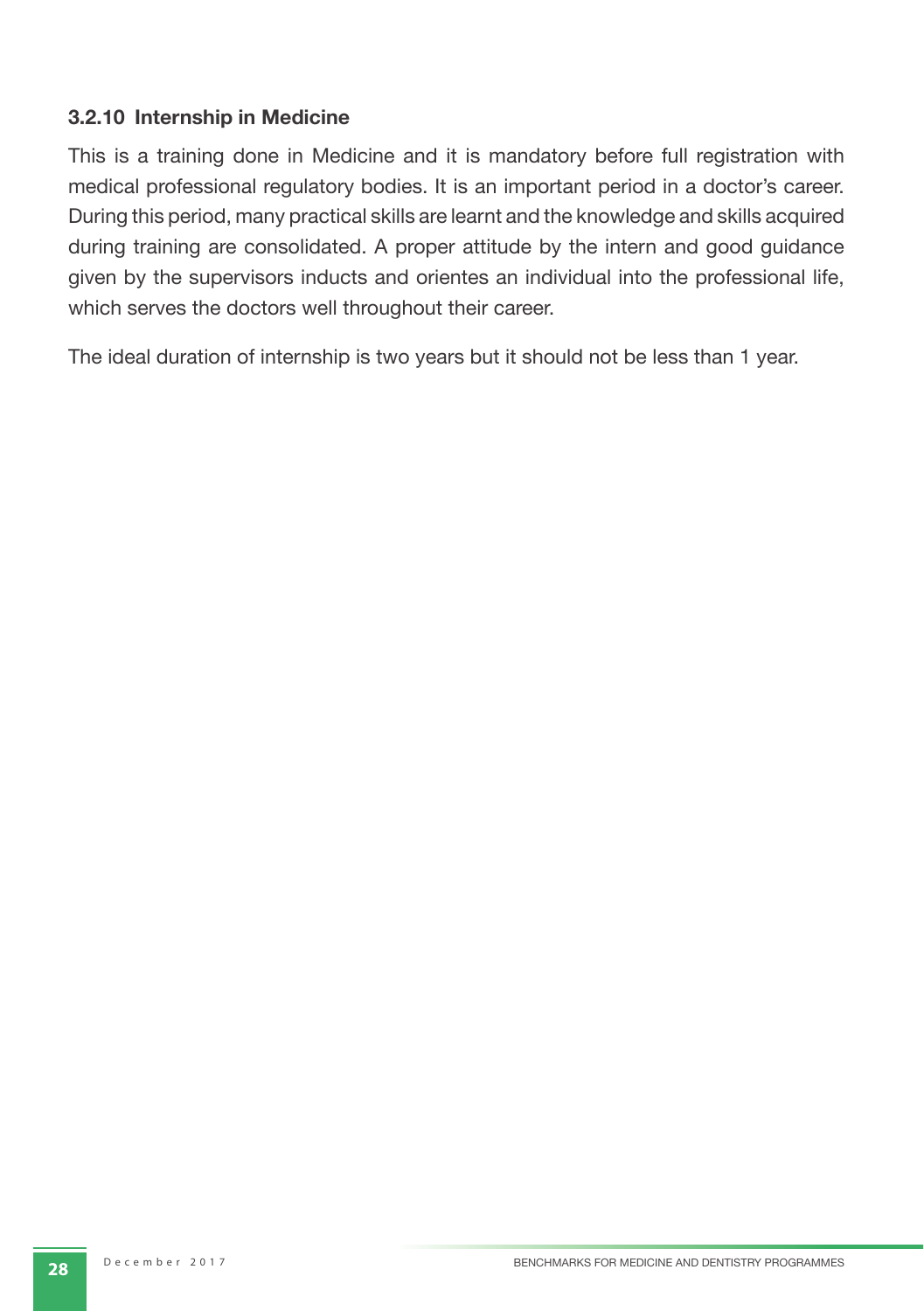### 3.2.10 Internship in Medicine

This is a training done in Medicine and it is mandatory before full registration with medical professional regulatory bodies. It is an important period in a doctor's career. During this period, many practical skills are learnt and the knowledge and skills acquired during training are consolidated. A proper attitude by the intern and good guidance given by the supervisors inducts and orientes an individual into the professional life, which serves the doctors well throughout their career.

The ideal duration of internship is two years but it should not be less than 1 year.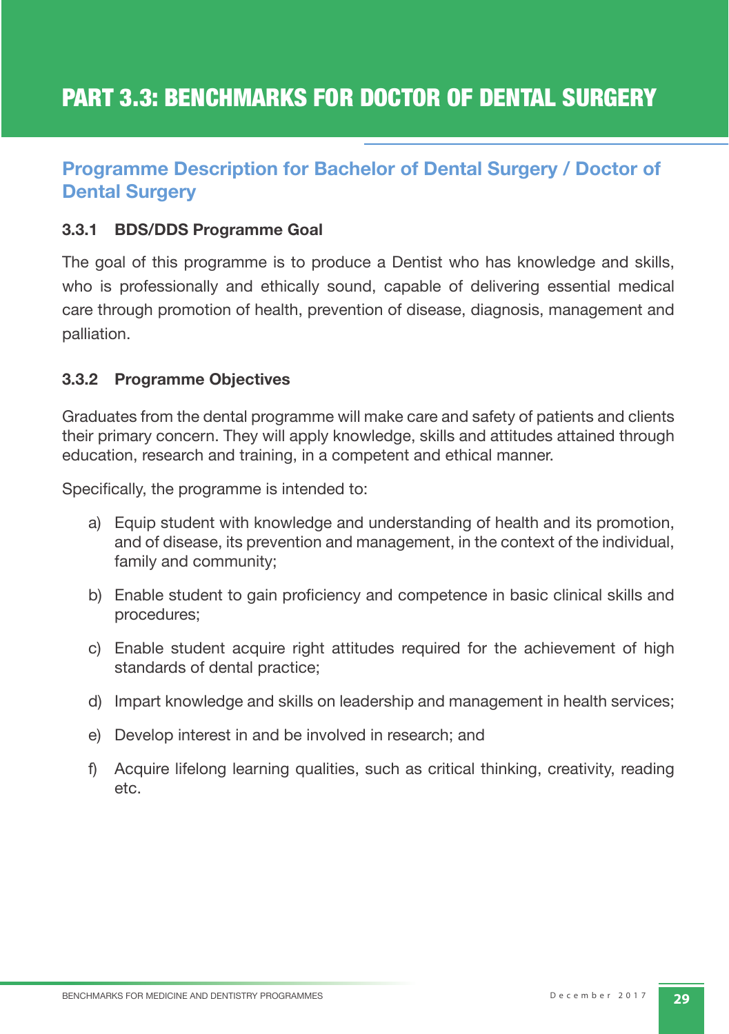# PART 3.3: BENCHMARKS FOR DOCTOR OF DENTAL SURGERY

## Programme Description for Bachelor of Dental Surgery / Doctor of Dental Surgery

### 3.3.1 BDS/DDS Programme Goal

The goal of this programme is to produce a Dentist who has knowledge and skills, who is professionally and ethically sound, capable of delivering essential medical care through promotion of health, prevention of disease, diagnosis, management and palliation.

### 3.3.2 Programme Objectives

Graduates from the dental programme will make care and safety of patients and clients their primary concern. They will apply knowledge, skills and attitudes attained through education, research and training, in a competent and ethical manner.

Specifically, the programme is intended to:

a) Equip student with knowledge and understanding of health and its promotion, and of disease, its prevention and management, in the context of the individual, family and community;

b) Enable student to gain proficiency and competence in basic clinical skills and procedures;

c) Enable student acquire right attitudes required for the achievement of high standards of dental practice;

d) Impart knowledge and skills on leadership and management in health services;

e) Develop interest in and be involved in research; and

f) Acquire lifelong learning qualities, such as critical thinking, creativity, reading etc.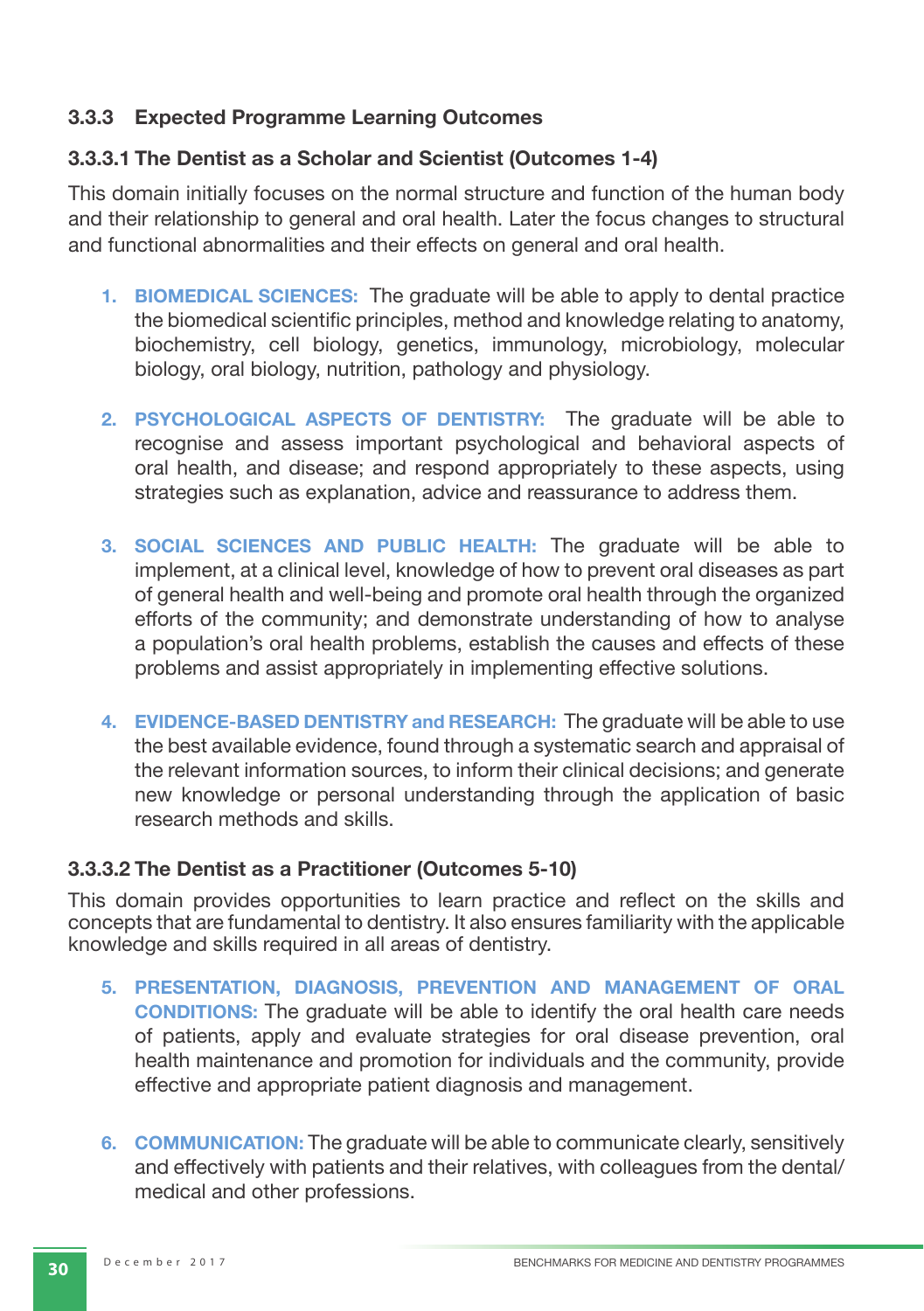### 3.3.3 Expected Programme Learning Outcomes

#### 3.3.3.1 The Dentist as a Scholar and Scientist (Outcomes 1-4)

This domain initially focuses on the normal structure and function of the human body and their relationship to general and oral health. Later the focus changes to structural and functional abnormalities and their effects on general and oral health.

1. **BIOMEDICAL SCIENCES:** The graduate will be able to apply to dental practice the biomedical scientific principles, method and knowledge relating to anatomy, biochemistry, cell biology, genetics, immunology, microbiology, molecular biology, oral biology, nutrition, pathology and physiology.

2. **PSYCHOLOGICAL ASPECTS OF DENTISTRY:** The graduate will be able to recognise and assess important psychological and behavioral aspects of oral health, and disease; and respond appropriately to these aspects, using strategies such as explanation, advice and reassurance to address them.

3. **SOCIAL SCIENCES AND PUBLIC HEALTH:** The graduate will be able to implement, at a clinical level, knowledge of how to prevent oral diseases as part of general health and well-being and promote oral health through the organized efforts of the community; and demonstrate understanding of how to analyse a population's oral health problems, establish the causes and effects of these problems and assist appropriately in implementing effective solutions.

4. **EVIDENCE-BASED DENTISTRY and RESEARCH:** The graduate will be able to use the best available evidence, found through a systematic search and appraisal of the relevant information sources, to inform their clinical decisions; and generate new knowledge or personal understanding through the application of basic research methods and skills.

#### 3.3.3.2 The Dentist as a Practitioner (Outcomes 5-10)

This domain provides opportunities to learn practice and reflect on the skills and concepts that are fundamental to dentistry. It also ensures familiarity with the applicable knowledge and skills required in all areas of dentistry.

5. **PRESENTATION, DIAGNOSIS, PREVENTION AND MANAGEMENT OF ORAL CONDITIONS:** The graduate will be able to identify the oral health care needs of patients, apply and evaluate strategies for oral disease prevention, oral health maintenance and promotion for individuals and the community, provide effective and appropriate patient diagnosis and management.

6. **COMMUNICATION:** The graduate will be able to communicate clearly, sensitively and effectively with patients and their relatives, with colleagues from the dental/medical and other professions.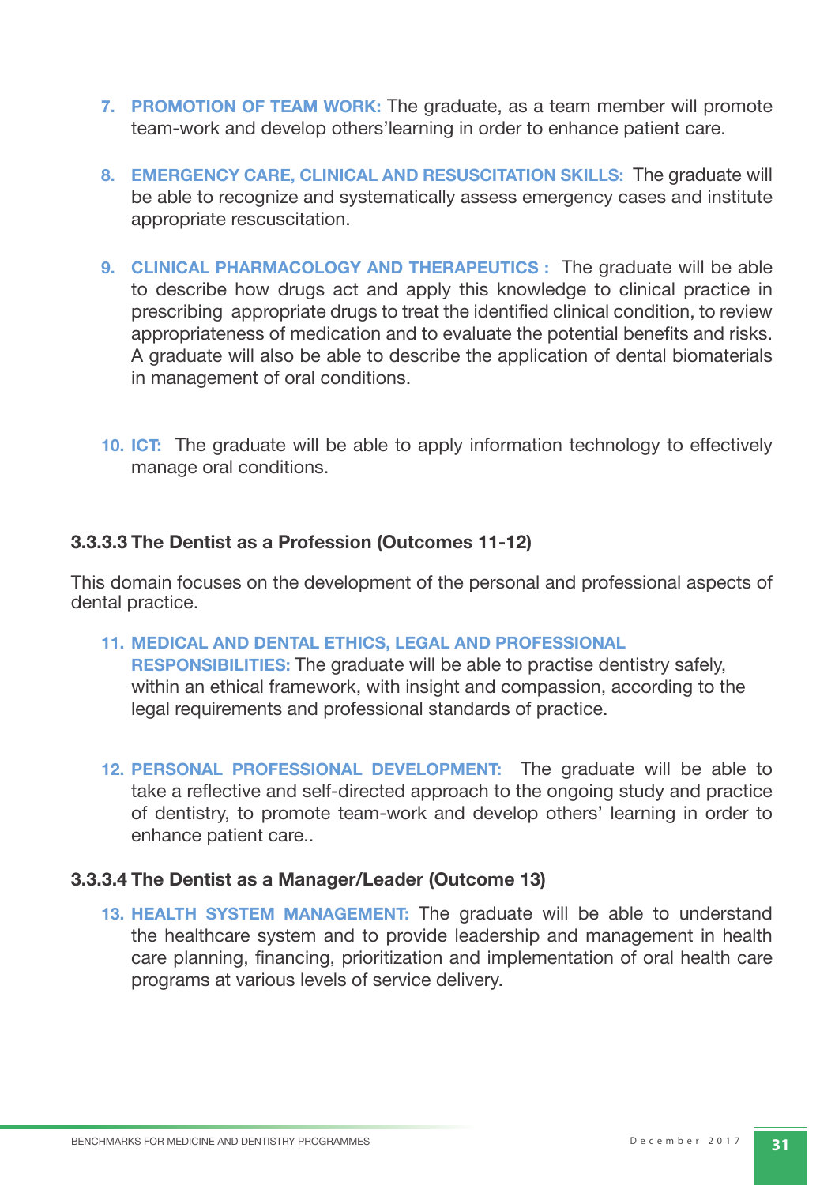7. **PROMOTION OF TEAM WORK:** The graduate, as a team member will promote team-work and develop others'learning in order to enhance patient care.

8. **EMERGENCY CARE, CLINICAL AND RESUSCITATION SKILLS:** The graduate will be able to recognize and systematically assess emergency cases and institute appropriate rescuscitation.

9. **CLINICAL PHARMACOLOGY AND THERAPEUTICS :** The graduate will be able to describe how drugs act and apply this knowledge to clinical practice in prescribing appropriate drugs to treat the identified clinical condition, to review appropriateness of medication and to evaluate the potential benefits and risks. A graduate will also be able to describe the application of dental biomaterials in management of oral conditions.

10. **ICT:** The graduate will be able to apply information technology to effectively manage oral conditions.

### 3.3.3.3 The Dentist as a Profession (Outcomes 11-12)

This domain focuses on the development of the personal and professional aspects of dental practice.

11. **MEDICAL AND DENTAL ETHICS, LEGAL AND PROFESSIONAL RESPONSIBILITIES:** The graduate will be able to practise dentistry safely, within an ethical framework, with insight and compassion, according to the legal requirements and professional standards of practice.

12. **PERSONAL PROFESSIONAL DEVELOPMENT:** The graduate will be able to take a reflective and self-directed approach to the ongoing study and practice of dentistry, to promote team-work and develop others' learning in order to enhance patient care..

### 3.3.3.4 The Dentist as a Manager/Leader (Outcome 13)

13. **HEALTH SYSTEM MANAGEMENT:** The graduate will be able to understand the healthcare system and to provide leadership and management in health care planning, financing, prioritization and implementation of oral health care programs at various levels of service delivery.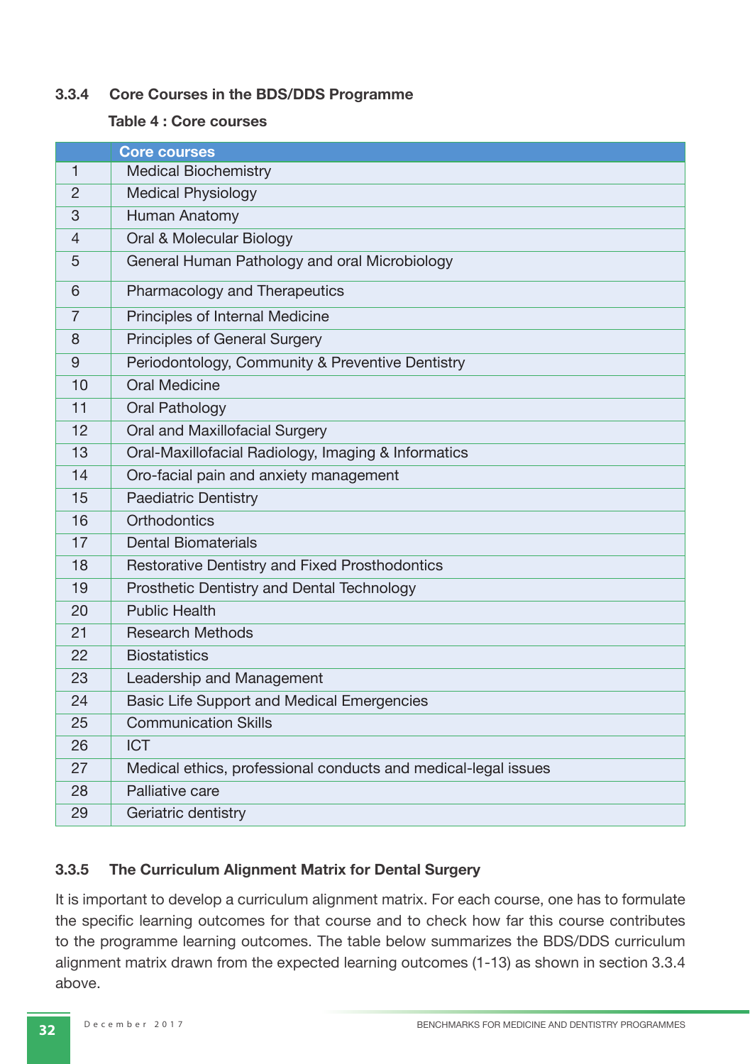### 3.3.4 Core Courses in the BDS/DDS Programme

**Table 4 : Core courses**

| | Core courses |
|---|---|
| 1 | Medical Biochemistry |
| 2 | Medical Physiology |
| 3 | Human Anatomy |
| 4 | Oral & Molecular Biology |
| 5 | General Human Pathology and oral Microbiology |
| 6 | Pharmacology and Therapeutics |
| 7 | Principles of Internal Medicine |
| 8 | Principles of General Surgery |
| 9 | Periodontology, Community & Preventive Dentistry |
| 10 | Oral Medicine |
| 11 | Oral Pathology |
| 12 | Oral and Maxillofacial Surgery |
| 13 | Oral-Maxillofacial Radiology, Imaging & Informatics |
| 14 | Oro-facial pain and anxiety management |
| 15 | Paediatric Dentistry |
| 16 | Orthodontics |
| 17 | Dental Biomaterials |
| 18 | Restorative Dentistry and Fixed Prosthodontics |
| 19 | Prosthetic Dentistry and Dental Technology |
| 20 | Public Health |
| 21 | Research Methods |
| 22 | Biostatistics |
| 23 | Leadership and Management |
| 24 | Basic Life Support and Medical Emergencies |
| 25 | Communication Skills |
| 26 | ICT |
| 27 | Medical ethics, professional conducts and medical-legal issues |
| 28 | Palliative care |
| 29 | Geriatric dentistry |

### 3.3.5 The Curriculum Alignment Matrix for Dental Surgery

It is important to develop a curriculum alignment matrix. For each course, one has to formulate the specific learning outcomes for that course and to check how far this course contributes to the programme learning outcomes. The table below summarizes the BDS/DDS curriculum alignment matrix drawn from the expected learning outcomes (1-13) as shown in section 3.3.4 above.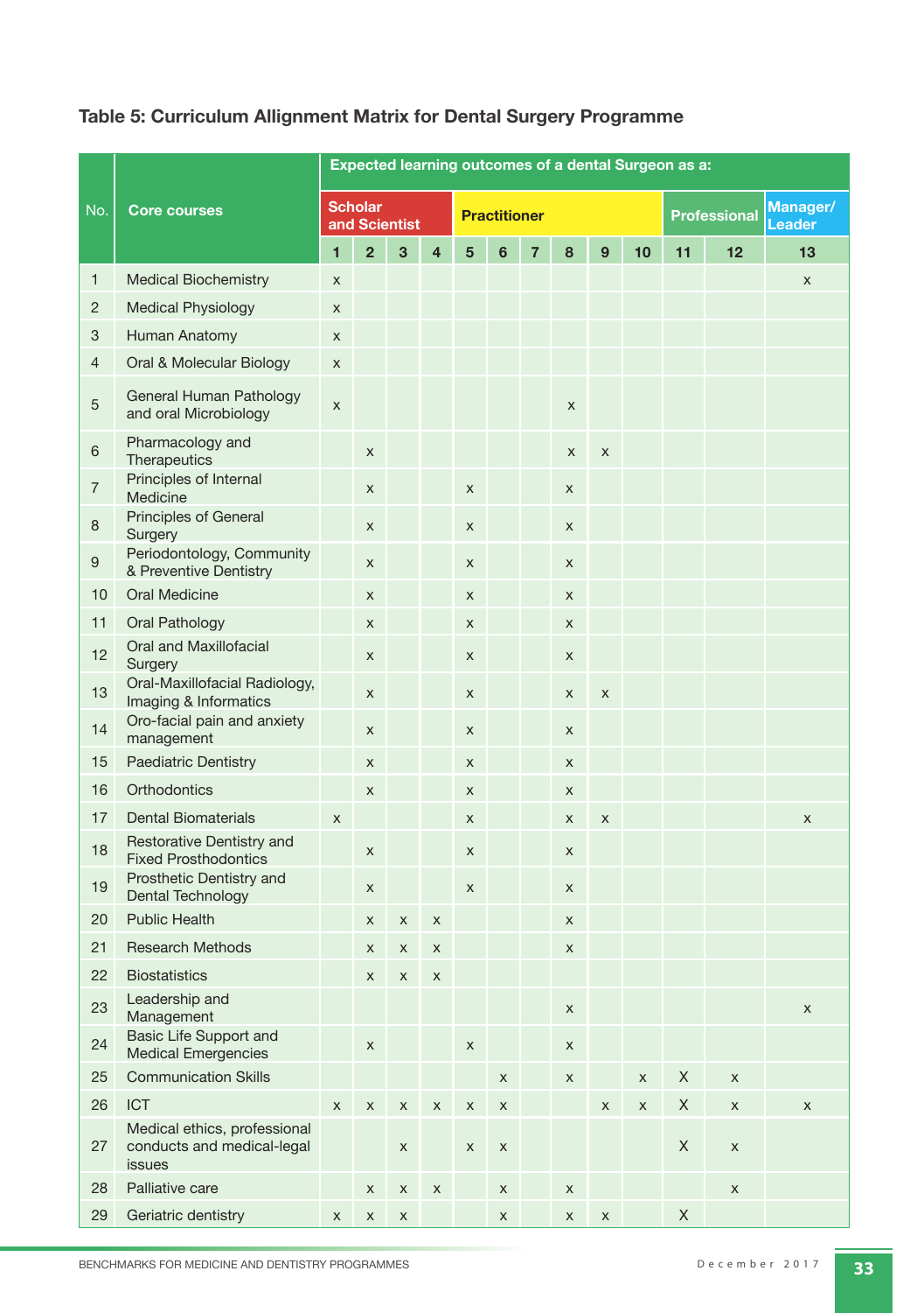## Table 5: Curriculum Allignment Matrix for Dental Surgery Programme

| No. | Core courses | Expected learning outcomes of a dental Surgeon as a: | | | | | | | | | | | | |
|---|---|---|---|---|---|---|---|---|---|---|---|---|---|---|
| | | Scholar and Scientist | | | | Practitioner | | | | | | Professional | | Manager/ Leader |
| | | 1 | 2 | 3 | 4 | 5 | 6 | 7 | 8 | 9 | 10 | 11 | 12 | 13 |
| 1 | Medical Biochemistry | x | | | | | | | | | | | | x |
| 2 | Medical Physiology | x | | | | | | | | | | | | |
| 3 | Human Anatomy | x | | | | | | | | | | | | |
| 4 | Oral & Molecular Biology | x | | | | | | | | | | | | |
| 5 | General Human Pathology and oral Microbiology | x | | | | | | | x | | | | | |
| 6 | Pharmacology and Therapeutics | | x | | | | | | x | x | | | | |
| 7 | Principles of Internal Medicine | | x | | | x | | | x | | | | | |
| 8 | Principles of General Surgery | | x | | | x | | | x | | | | | |
| 9 | Periodontology, Community & Preventive Dentistry | | x | | | x | | | x | | | | | |
| 10 | Oral Medicine | | x | | | x | | | x | | | | | |
| 11 | Oral Pathology | | x | | | x | | | x | | | | | |
| 12 | Oral and Maxillofacial Surgery | | x | | | x | | | x | | | | | |
| 13 | Oral-Maxillofacial Radiology, Imaging & Informatics | | x | | | x | | | x | x | | | | |
| 14 | Oro-facial pain and anxiety management | | x | | | x | | | x | | | | | |
| 15 | Paediatric Dentistry | | x | | | x | | | x | | | | | |
| 16 | Orthodontics | | x | | | x | | | x | | | | | |
| 17 | Dental Biomaterials | x | | | | x | | | x | x | | | | x |
| 18 | Restorative Dentistry and Fixed Prosthodontics | | x | | | x | | | x | | | | | |
| 19 | Prosthetic Dentistry and Dental Technology | | x | | | x | | | x | | | | | |
| 20 | Public Health | | x | x | x | | | | x | | | | | |
| 21 | Research Methods | | x | x | x | | | | x | | | | | |
| 22 | Biostatistics | | x | x | x | | | | | | | | | |
| 23 | Leadership and Management | | | | | | | | x | | | | | x |
| 24 | Basic Life Support and Medical Emergencies | | x | | | x | | | x | | | | | |
| 25 | Communication Skills | | | | | | x | | x | | x | X | x | |
| 26 | ICT | x | x | x | x | x | x | | | x | x | X | x | x |
| 27 | Medical ethics, professional conducts and medical-legal issues | | | x | | x | x | | | | | X | x | |
| 28 | Palliative care | | x | x | x | | x | | x | | | | x | |
| 29 | Geriatric dentistry | x | x | x | | | x | | x | x | | X | | |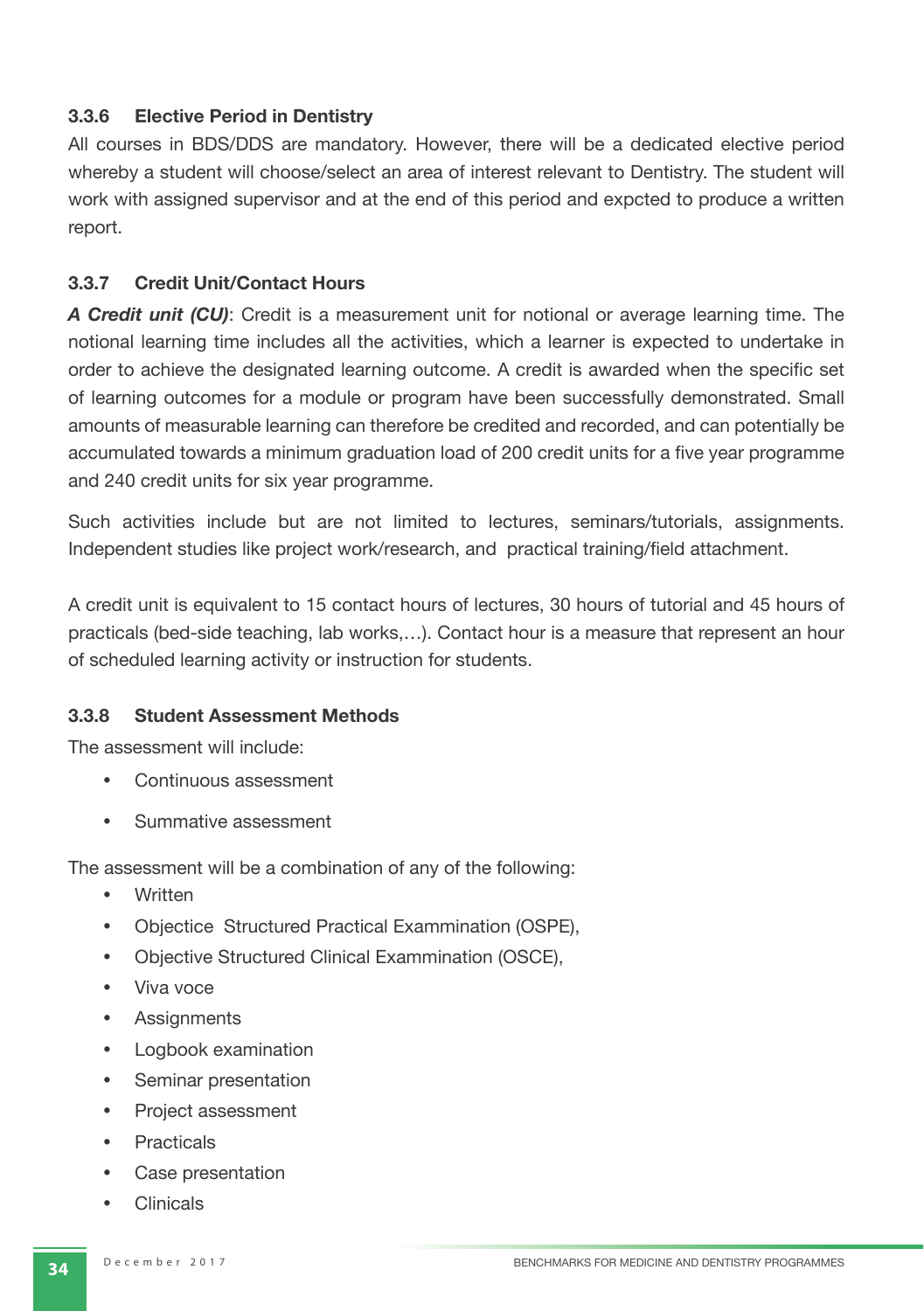### 3.3.6 Elective Period in Dentistry

All courses in BDS/DDS are mandatory. However, there will be a dedicated elective period whereby a student will choose/select an area of interest relevant to Dentistry. The student will work with assigned supervisor and at the end of this period and expcted to produce a written report.

### 3.3.7 Credit Unit/Contact Hours

***A Credit unit (CU)***: Credit is a measurement unit for notional or average learning time. The notional learning time includes all the activities, which a learner is expected to undertake in order to achieve the designated learning outcome. A credit is awarded when the specific set of learning outcomes for a module or program have been successfully demonstrated. Small amounts of measurable learning can therefore be credited and recorded, and can potentially be accumulated towards a minimum graduation load of 200 credit units for a five year programme and 240 credit units for six year programme.

Such activities include but are not limited to lectures, seminars/tutorials, assignments. Independent studies like project work/research, and practical training/field attachment.

A credit unit is equivalent to 15 contact hours of lectures, 30 hours of tutorial and 45 hours of practicals (bed-side teaching, lab works,…). Contact hour is a measure that represent an hour of scheduled learning activity or instruction for students.

### 3.3.8 Student Assessment Methods

The assessment will include:

- Continuous assessment
- Summative assessment

The assessment will be a combination of any of the following:

- Written
- Objectice Structured Practical Examination (OSPE),
- Objective Structured Clinical Examination (OSCE),
- Viva voce
- Assignments
- Logbook examination
- Seminar presentation
- Project assessment
- Practicals
- Case presentation
- Clinicals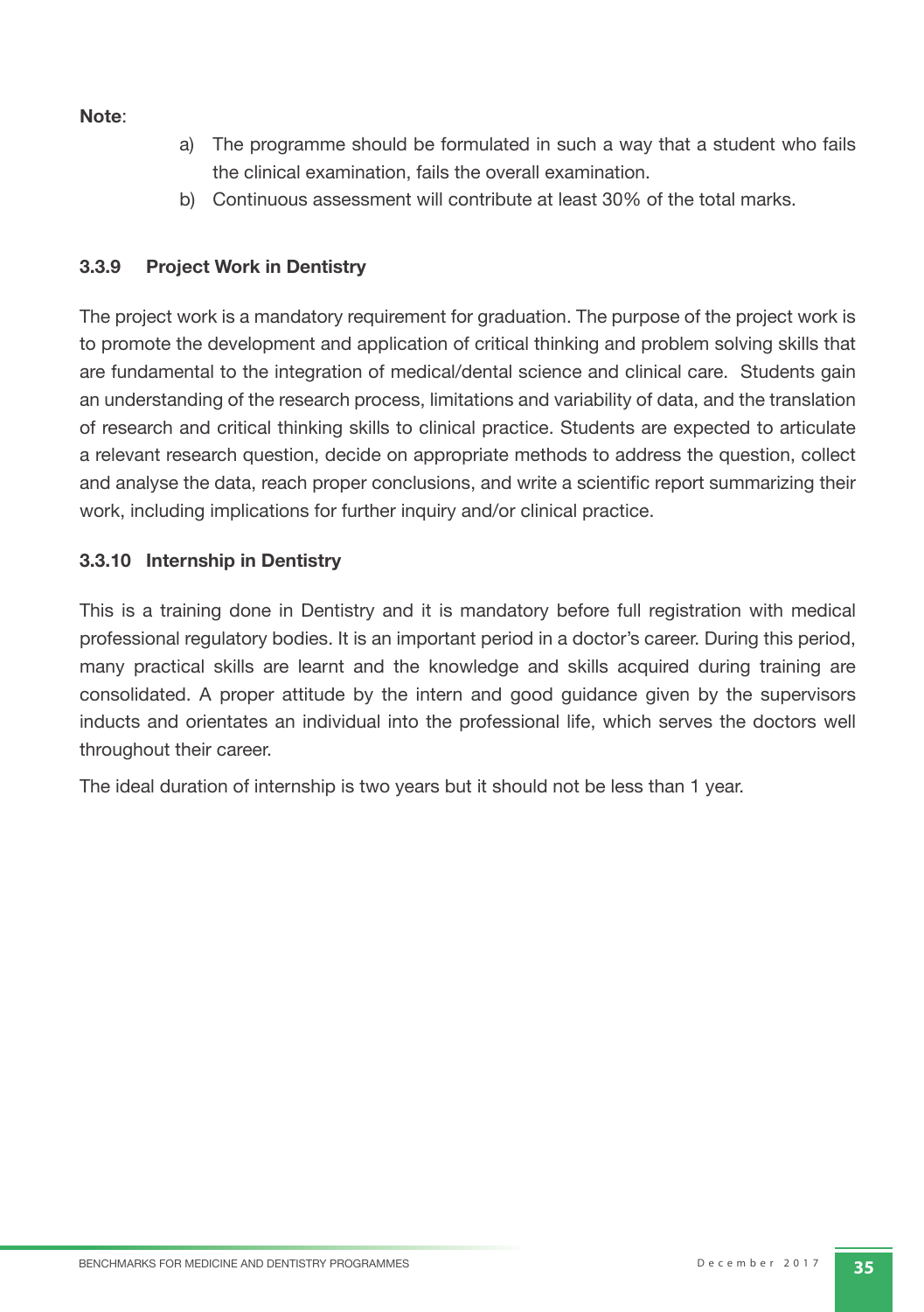**Note**:

a) The programme should be formulated in such a way that a student who fails the clinical examination, fails the overall examination.

b) Continuous assessment will contribute at least 30% of the total marks.

### 3.3.9 Project Work in Dentistry

The project work is a mandatory requirement for graduation. The purpose of the project work is to promote the development and application of critical thinking and problem solving skills that are fundamental to the integration of medical/dental science and clinical care. Students gain an understanding of the research process, limitations and variability of data, and the translation of research and critical thinking skills to clinical practice. Students are expected to articulate a relevant research question, decide on appropriate methods to address the question, collect and analyse the data, reach proper conclusions, and write a scientific report summarizing their work, including implications for further inquiry and/or clinical practice.

### 3.3.10 Internship in Dentistry

This is a training done in Dentistry and it is mandatory before full registration with medical professional regulatory bodies. It is an important period in a doctor's career. During this period, many practical skills are learnt and the knowledge and skills acquired during training are consolidated. A proper attitude by the intern and good guidance given by the supervisors inducts and orientates an individual into the professional life, which serves the doctors well throughout their career.

The ideal duration of internship is two years but it should not be less than 1 year.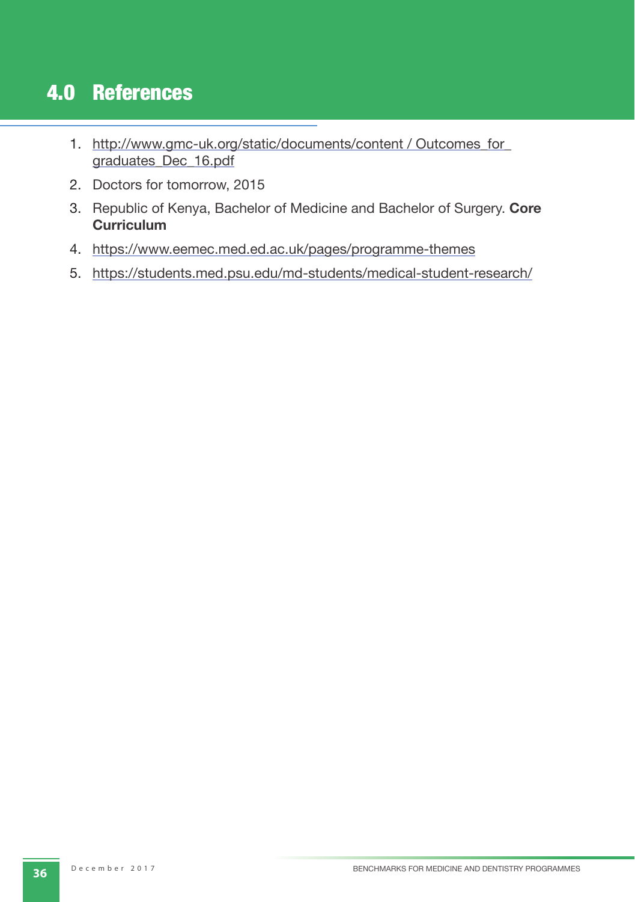# 4.0 References

1. http://www.gmc-uk.org/static/documents/content / Outcomes_for_graduates_Dec_16.pdf
2. Doctors for tomorrow, 2015
3. Republic of Kenya, Bachelor of Medicine and Bachelor of Surgery. **Core Curriculum**
4. https://www.eemec.med.ed.ac.uk/pages/programme-themes
5. https://students.med.psu.edu/md-students/medical-student-research/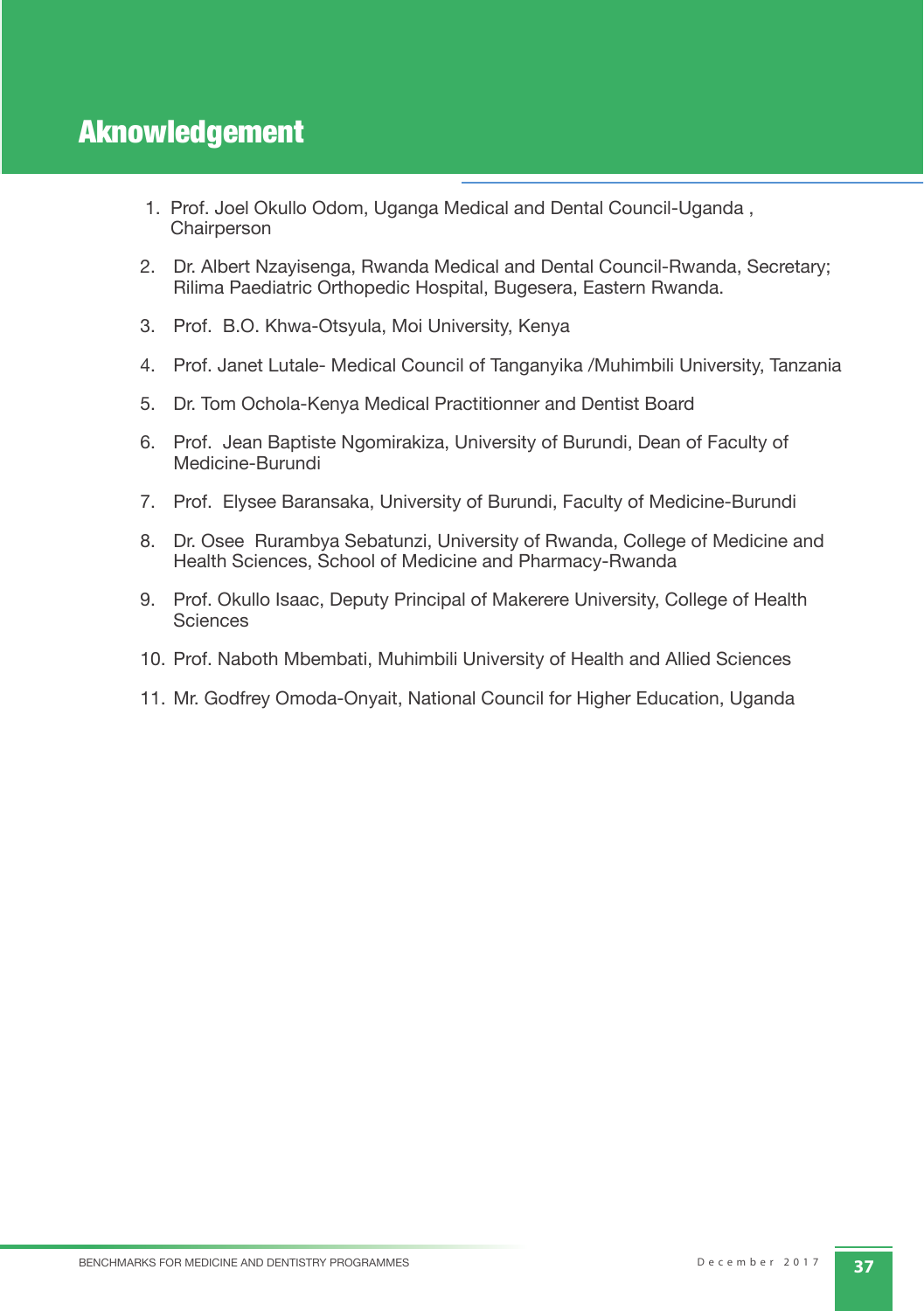# Aknowledgement

1. Prof. Joel Okullo Odom, Uganga Medical and Dental Council-Uganda , Chairperson
2. Dr. Albert Nzayisenga, Rwanda Medical and Dental Council-Rwanda, Secretary; Rilima Paediatric Orthopedic Hospital, Bugesera, Eastern Rwanda.
3. Prof. B.O. Khwa-Otsyula, Moi University, Kenya
4. Prof. Janet Lutale- Medical Council of Tanganyika /Muhimbili University, Tanzania
5. Dr. Tom Ochola-Kenya Medical Practitionner and Dentist Board
6. Prof. Jean Baptiste Ngomirakiza, University of Burundi, Dean of Faculty of Medicine-Burundi
7. Prof. Elysee Baransaka, University of Burundi, Faculty of Medicine-Burundi
8. Dr. Osee Rurambya Sebatunzi, University of Rwanda, College of Medicine and Health Sciences, School of Medicine and Pharmacy-Rwanda
9. Prof. Okullo Isaac, Deputy Principal of Makerere University, College of Health Sciences
10. Prof. Naboth Mbembati, Muhimbili University of Health and Allied Sciences
11. Mr. Godfrey Omoda-Onyait, National Council for Higher Education, Uganda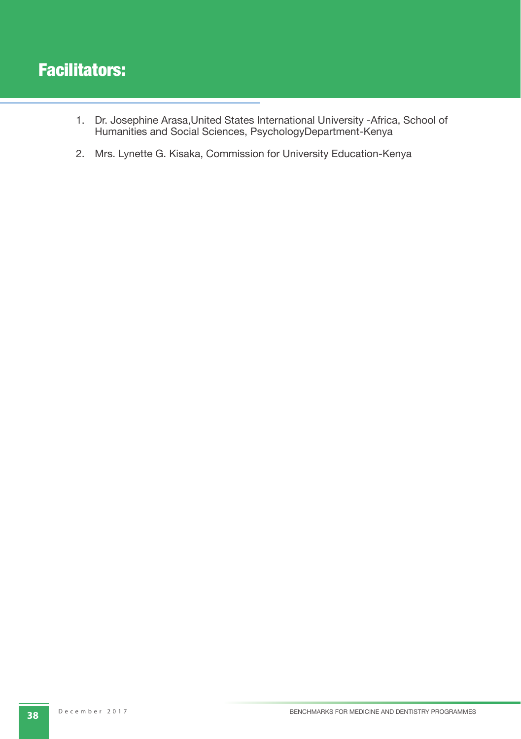# Facilitators:

1. Dr. Josephine Arasa,United States International University -Africa, School of Humanities and Social Sciences, PsychologyDepartment-Kenya
2. Mrs. Lynette G. Kisaka, Commission for University Education-Kenya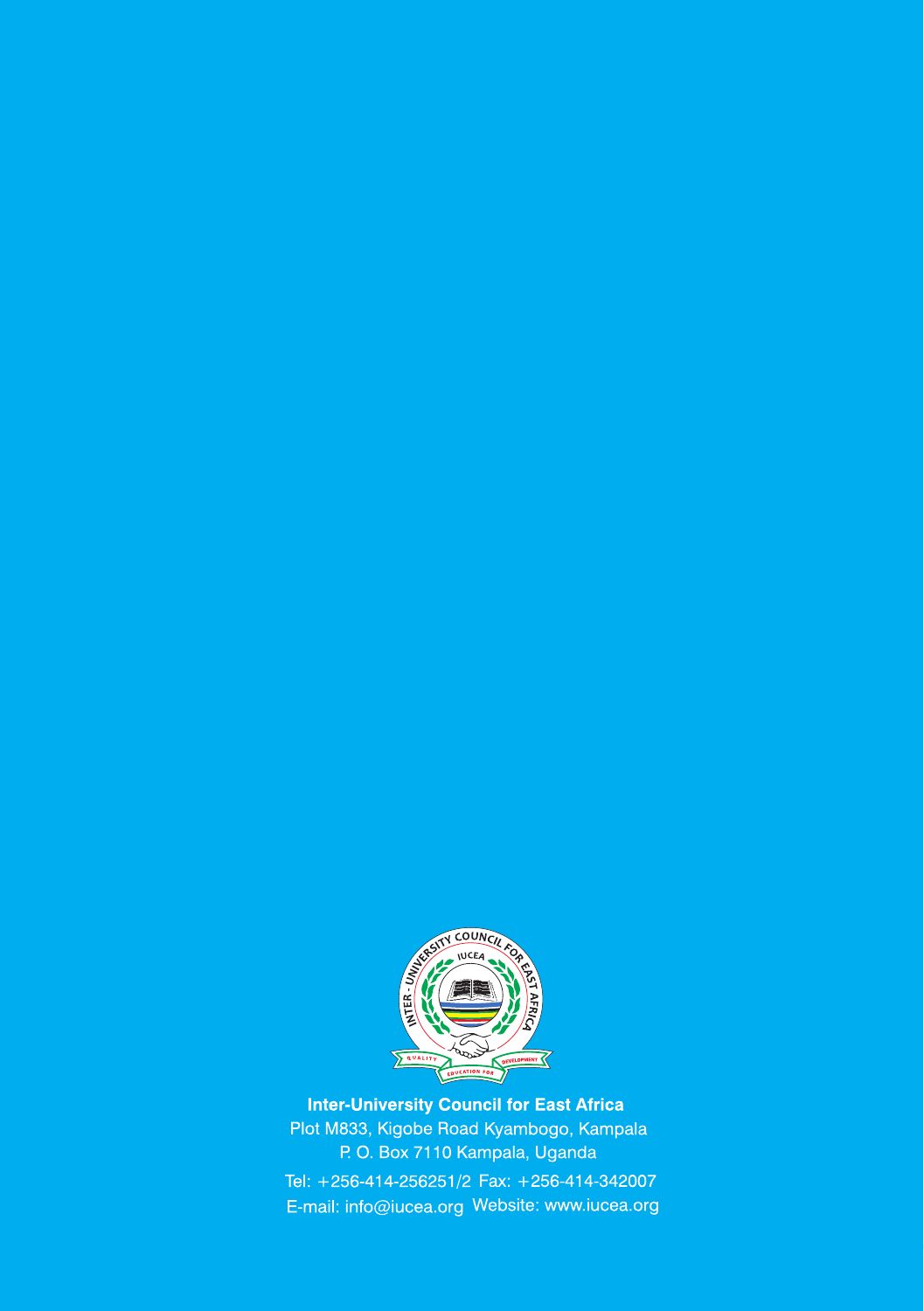**Inter-University Council for East Africa**

Plot M833, Kigobe Road Kyambogo, Kampala

P. O. Box 7110 Kampala, Uganda

Tel: +256-414-256251/2 Fax: +256-414-342007

E-mail: info@iucea.org Website: www.iucea.org